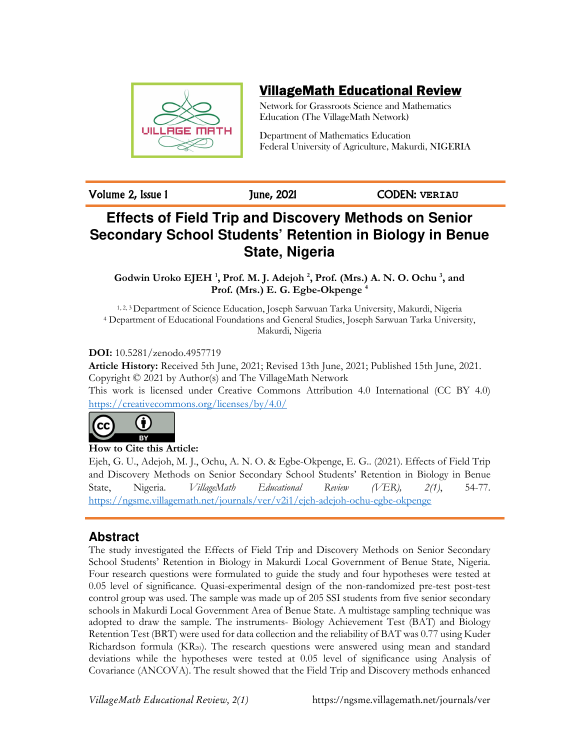# VillageMath Educational Review

Network for Grassroots Science and Mathematics Education (The VillageMath Network)

Department of Mathematics Education
Federal University of Agriculture, Makurdi, NIGERIA

Volume 2, Issue 1 June, 2021 CODEN: **VERIAU**

# Effects of Field Trip and Discovery Methods on Senior Secondary School Students' Retention in Biology in Benue State, Nigeria

**Godwin Uroko EJEH [1], Prof. M. J. Adejoh [2], Prof. (Mrs.) A. N. O. Ochu [3], and Prof. (Mrs.) E. G. Egbe-Okpenge [4]**

[1, 2, 3] Department of Science Education, Joseph Sarwuan Tarka University, Makurdi, Nigeria
[4] Department of Educational Foundations and General Studies, Joseph Sarwuan Tarka University, Makurdi, Nigeria

**DOI:** 10.5281/zenodo.4957719

**Article History:** Received 5th June, 2021; Revised 13th June, 2021; Published 15th June, 2021.

Copyright © 2021 by Author(s) and The VillageMath Network

This work is licensed under Creative Commons Attribution 4.0 International (CC BY 4.0) https://creativecommons.org/licenses/by/4.0/

**How to Cite this Article:**

Ejeh, G. U., Adejoh, M. J., Ochu, A. N. O. & Egbe-Okpenge, E. G.. (2021). Effects of Field Trip and Discovery Methods on Senior Secondary School Students' Retention in Biology in Benue State, Nigeria. *VillageMath Educational Review (VER), 2(1)*, 54-77. https://ngsme.villagemath.net/journals/ver/v2i1/ejeh-adejoh-ochu-egbe-okpenge

## Abstract

The study investigated the Effects of Field Trip and Discovery Methods on Senior Secondary School Students' Retention in Biology in Makurdi Local Government of Benue State, Nigeria. Four research questions were formulated to guide the study and four hypotheses were tested at 0.05 level of significance. Quasi-experimental design of the non-randomized pre-test post-test control group was used. The sample was made up of 205 SSI students from five senior secondary schools in Makurdi Local Government Area of Benue State. A multistage sampling technique was adopted to draw the sample. The instruments- Biology Achievement Test (BAT) and Biology Retention Test (BRT) were used for data collection and the reliability of BAT was 0.77 using Kuder Richardson formula ($KR_{20}$). The research questions were answered using mean and standard deviations while the hypotheses were tested at 0.05 level of significance using Analysis of Covariance (ANCOVA). The result showed that the Field Trip and Discovery methods enhanced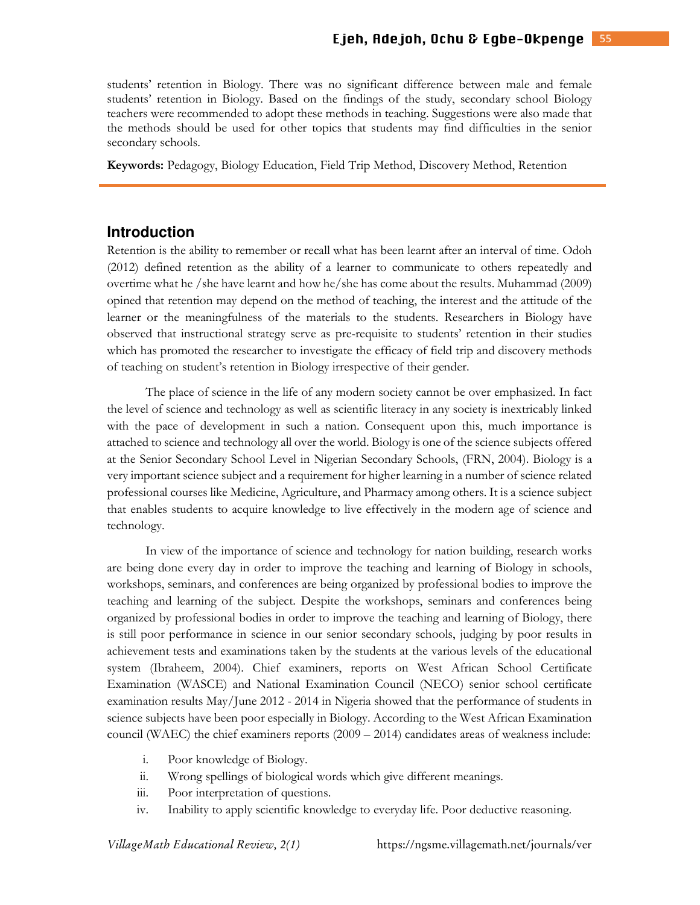students' retention in Biology. There was no significant difference between male and female students' retention in Biology. Based on the findings of the study, secondary school Biology teachers were recommended to adopt these methods in teaching. Suggestions were also made that the methods should be used for other topics that students may find difficulties in the senior secondary schools.

**Keywords:** Pedagogy, Biology Education, Field Trip Method, Discovery Method, Retention

## Introduction

Retention is the ability to remember or recall what has been learnt after an interval of time. Odoh (2012) defined retention as the ability of a learner to communicate to others repeatedly and overtime what he /she have learnt and how he/she has come about the results. Muhammad (2009) opined that retention may depend on the method of teaching, the interest and the attitude of the learner or the meaningfulness of the materials to the students. Researchers in Biology have observed that instructional strategy serve as pre-requisite to students' retention in their studies which has promoted the researcher to investigate the efficacy of field trip and discovery methods of teaching on student's retention in Biology irrespective of their gender.

The place of science in the life of any modern society cannot be over emphasized. In fact the level of science and technology as well as scientific literacy in any society is inextricably linked with the pace of development in such a nation. Consequent upon this, much importance is attached to science and technology all over the world. Biology is one of the science subjects offered at the Senior Secondary School Level in Nigerian Secondary Schools, (FRN, 2004). Biology is a very important science subject and a requirement for higher learning in a number of science related professional courses like Medicine, Agriculture, and Pharmacy among others. It is a science subject that enables students to acquire knowledge to live effectively in the modern age of science and technology.

In view of the importance of science and technology for nation building, research works are being done every day in order to improve the teaching and learning of Biology in schools, workshops, seminars, and conferences are being organized by professional bodies to improve the teaching and learning of the subject. Despite the workshops, seminars and conferences being organized by professional bodies in order to improve the teaching and learning of Biology, there is still poor performance in science in our senior secondary schools, judging by poor results in achievement tests and examinations taken by the students at the various levels of the educational system (Ibraheem, 2004). Chief examiners, reports on West African School Certificate Examination (WASCE) and National Examination Council (NECO) senior school certificate examination results May/June 2012 - 2014 in Nigeria showed that the performance of students in science subjects have been poor especially in Biology. According to the West African Examination council (WAEC) the chief examiners reports (2009 – 2014) candidates areas of weakness include:

i. Poor knowledge of Biology.
ii. Wrong spellings of biological words which give different meanings.
iii. Poor interpretation of questions.
iv. Inability to apply scientific knowledge to everyday life. Poor deductive reasoning.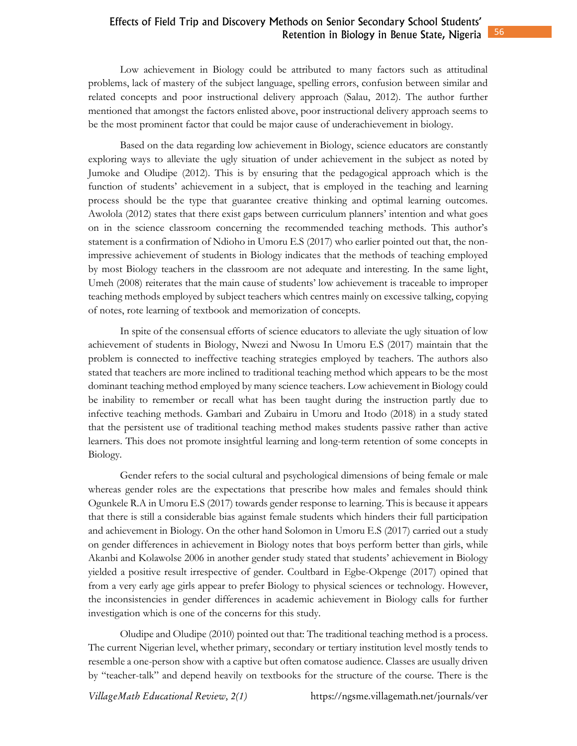Low achievement in Biology could be attributed to many factors such as attitudinal problems, lack of mastery of the subject language, spelling errors, confusion between similar and related concepts and poor instructional delivery approach (Salau, 2012). The author further mentioned that amongst the factors enlisted above, poor instructional delivery approach seems to be the most prominent factor that could be major cause of underachievement in biology.

Based on the data regarding low achievement in Biology, science educators are constantly exploring ways to alleviate the ugly situation of under achievement in the subject as noted by Jumoke and Oludipe (2012). This is by ensuring that the pedagogical approach which is the function of students' achievement in a subject, that is employed in the teaching and learning process should be the type that guarantee creative thinking and optimal learning outcomes. Awolola (2012) states that there exist gaps between curriculum planners' intention and what goes on in the science classroom concerning the recommended teaching methods. This author's statement is a confirmation of Ndioho in Umoru E.S (2017) who earlier pointed out that, the non-impressive achievement of students in Biology indicates that the methods of teaching employed by most Biology teachers in the classroom are not adequate and interesting. In the same light, Umeh (2008) reiterates that the main cause of students' low achievement is traceable to improper teaching methods employed by subject teachers which centres mainly on excessive talking, copying of notes, rote learning of textbook and memorization of concepts.

In spite of the consensual efforts of science educators to alleviate the ugly situation of low achievement of students in Biology, Nwezi and Nwosu In Umoru E.S (2017) maintain that the problem is connected to ineffective teaching strategies employed by teachers. The authors also stated that teachers are more inclined to traditional teaching method which appears to be the most dominant teaching method employed by many science teachers. Low achievement in Biology could be inability to remember or recall what has been taught during the instruction partly due to infective teaching methods. Gambari and Zubairu in Umoru and Itodo (2018) in a study stated that the persistent use of traditional teaching method makes students passive rather than active learners. This does not promote insightful learning and long-term retention of some concepts in Biology.

Gender refers to the social cultural and psychological dimensions of being female or male whereas gender roles are the expectations that prescribe how males and females should think Ogunkele R.A in Umoru E.S (2017) towards gender response to learning. This is because it appears that there is still a considerable bias against female students which hinders their full participation and achievement in Biology. On the other hand Solomon in Umoru E.S (2017) carried out a study on gender differences in achievement in Biology notes that boys perform better than girls, while Akanbi and Kolawolse 2006 in another gender study stated that students' achievement in Biology yielded a positive result irrespective of gender. Coultbard in Egbe-Okpenge (2017) opined that from a very early age girls appear to prefer Biology to physical sciences or technology. However, the inconsistencies in gender differences in academic achievement in Biology calls for further investigation which is one of the concerns for this study.

Oludipe and Oludipe (2010) pointed out that: The traditional teaching method is a process. The current Nigerian level, whether primary, secondary or tertiary institution level mostly tends to resemble a one-person show with a captive but often comatose audience. Classes are usually driven by "teacher-talk" and depend heavily on textbooks for the structure of the course. There is the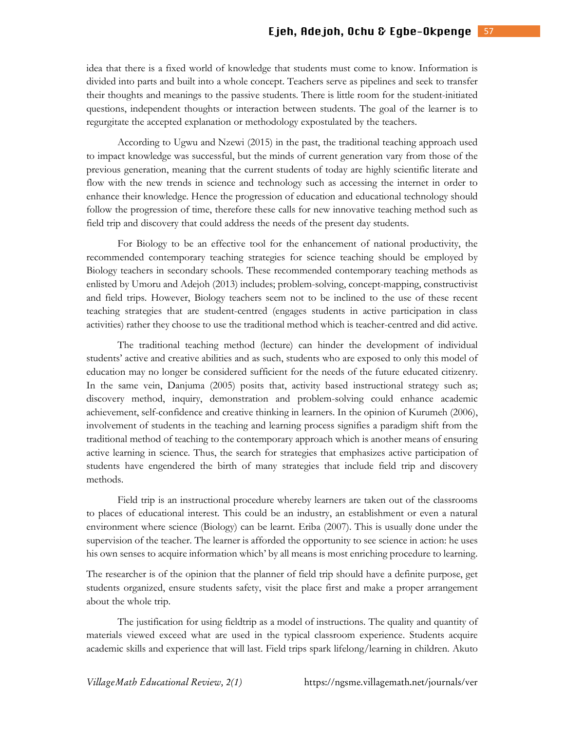idea that there is a fixed world of knowledge that students must come to know. Information is divided into parts and built into a whole concept. Teachers serve as pipelines and seek to transfer their thoughts and meanings to the passive students. There is little room for the student-initiated questions, independent thoughts or interaction between students. The goal of the learner is to regurgitate the accepted explanation or methodology expostulated by the teachers.

According to Ugwu and Nzewi (2015) in the past, the traditional teaching approach used to impact knowledge was successful, but the minds of current generation vary from those of the previous generation, meaning that the current students of today are highly scientific literate and flow with the new trends in science and technology such as accessing the internet in order to enhance their knowledge. Hence the progression of education and educational technology should follow the progression of time, therefore these calls for new innovative teaching method such as field trip and discovery that could address the needs of the present day students.

For Biology to be an effective tool for the enhancement of national productivity, the recommended contemporary teaching strategies for science teaching should be employed by Biology teachers in secondary schools. These recommended contemporary teaching methods as enlisted by Umoru and Adejoh (2013) includes; problem-solving, concept-mapping, constructivist and field trips. However, Biology teachers seem not to be inclined to the use of these recent teaching strategies that are student-centred (engages students in active participation in class activities) rather they choose to use the traditional method which is teacher-centred and did active.

The traditional teaching method (lecture) can hinder the development of individual students' active and creative abilities and as such, students who are exposed to only this model of education may no longer be considered sufficient for the needs of the future educated citizenry. In the same vein, Danjuma (2005) posits that, activity based instructional strategy such as; discovery method, inquiry, demonstration and problem-solving could enhance academic achievement, self-confidence and creative thinking in learners. In the opinion of Kurumeh (2006), involvement of students in the teaching and learning process signifies a paradigm shift from the traditional method of teaching to the contemporary approach which is another means of ensuring active learning in science. Thus, the search for strategies that emphasizes active participation of students have engendered the birth of many strategies that include field trip and discovery methods.

Field trip is an instructional procedure whereby learners are taken out of the classrooms to places of educational interest. This could be an industry, an establishment or even a natural environment where science (Biology) can be learnt. Eriba (2007). This is usually done under the supervision of the teacher. The learner is afforded the opportunity to see science in action: he uses his own senses to acquire information which' by all means is most enriching procedure to learning.

The researcher is of the opinion that the planner of field trip should have a definite purpose, get students organized, ensure students safety, visit the place first and make a proper arrangement about the whole trip.

The justification for using fieldtrip as a model of instructions. The quality and quantity of materials viewed exceed what are used in the typical classroom experience. Students acquire academic skills and experience that will last. Field trips spark lifelong/learning in children. Akuto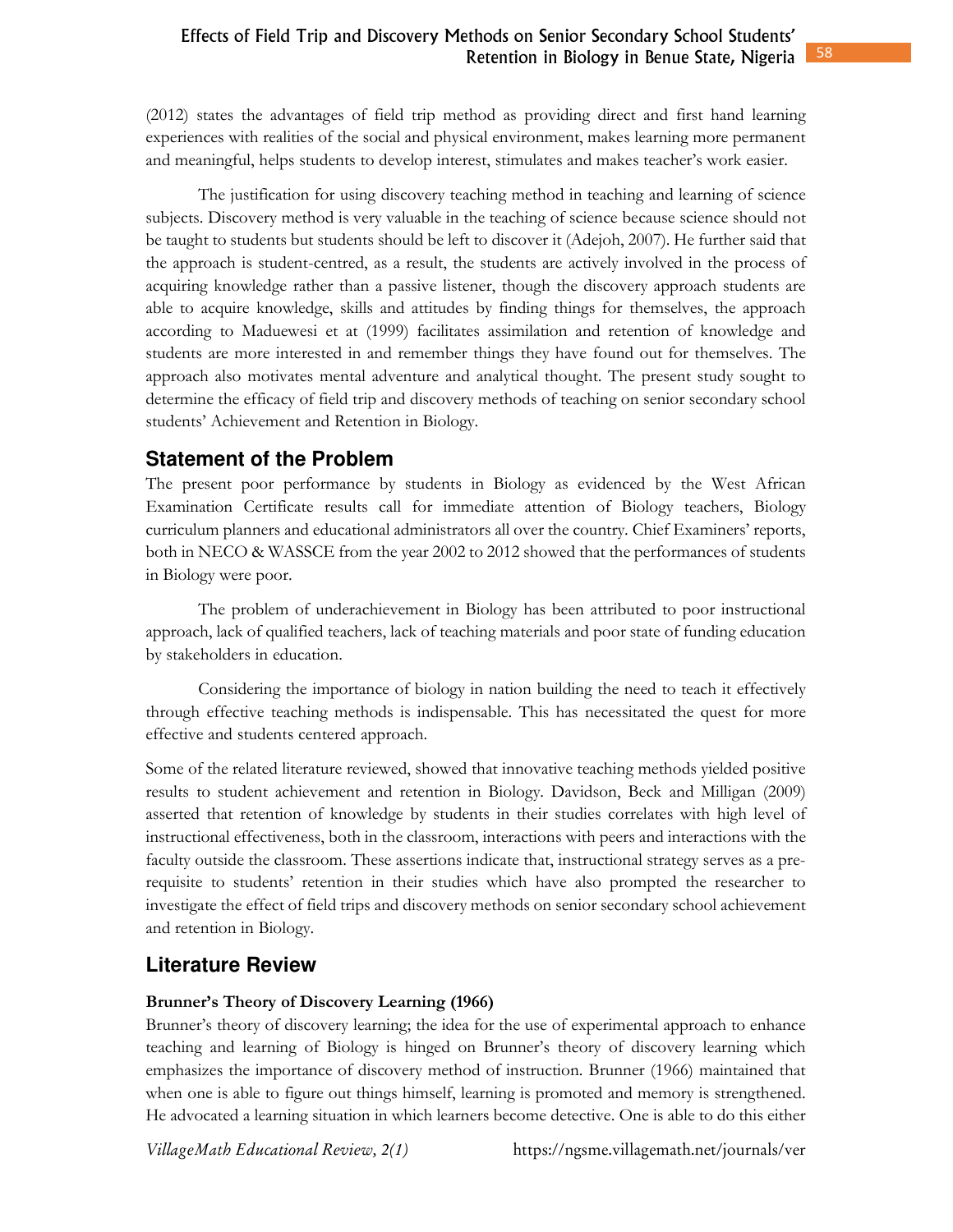(2012) states the advantages of field trip method as providing direct and first hand learning experiences with realities of the social and physical environment, makes learning more permanent and meaningful, helps students to develop interest, stimulates and makes teacher's work easier.

The justification for using discovery teaching method in teaching and learning of science subjects. Discovery method is very valuable in the teaching of science because science should not be taught to students but students should be left to discover it (Adejoh, 2007). He further said that the approach is student-centred, as a result, the students are actively involved in the process of acquiring knowledge rather than a passive listener, though the discovery approach students are able to acquire knowledge, skills and attitudes by finding things for themselves, the approach according to Maduewesi et at (1999) facilitates assimilation and retention of knowledge and students are more interested in and remember things they have found out for themselves. The approach also motivates mental adventure and analytical thought. The present study sought to determine the efficacy of field trip and discovery methods of teaching on senior secondary school students' Achievement and Retention in Biology.

## Statement of the Problem

The present poor performance by students in Biology as evidenced by the West African Examination Certificate results call for immediate attention of Biology teachers, Biology curriculum planners and educational administrators all over the country. Chief Examiners' reports, both in NECO & WASSCE from the year 2002 to 2012 showed that the performances of students in Biology were poor.

The problem of underachievement in Biology has been attributed to poor instructional approach, lack of qualified teachers, lack of teaching materials and poor state of funding education by stakeholders in education.

Considering the importance of biology in nation building the need to teach it effectively through effective teaching methods is indispensable. This has necessitated the quest for more effective and students centered approach.

Some of the related literature reviewed, showed that innovative teaching methods yielded positive results to student achievement and retention in Biology. Davidson, Beck and Milligan (2009) asserted that retention of knowledge by students in their studies correlates with high level of instructional effectiveness, both in the classroom, interactions with peers and interactions with the faculty outside the classroom. These assertions indicate that, instructional strategy serves as a pre-requisite to students' retention in their studies which have also prompted the researcher to investigate the effect of field trips and discovery methods on senior secondary school achievement and retention in Biology.

## Literature Review

**Brunner's Theory of Discovery Learning (1966)**

Brunner's theory of discovery learning; the idea for the use of experimental approach to enhance teaching and learning of Biology is hinged on Brunner's theory of discovery learning which emphasizes the importance of discovery method of instruction. Brunner (1966) maintained that when one is able to figure out things himself, learning is promoted and memory is strengthened. He advocated a learning situation in which learners become detective. One is able to do this either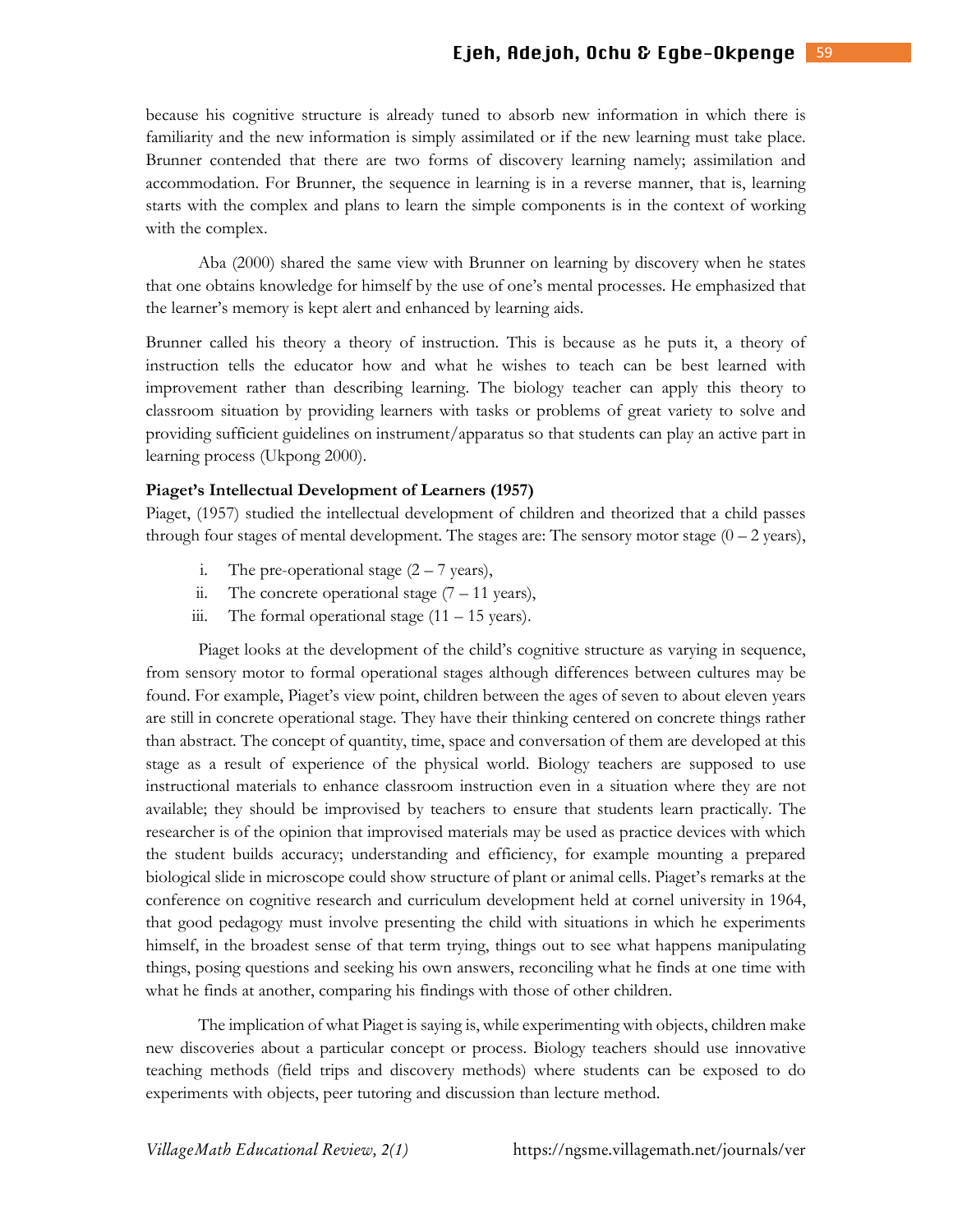because his cognitive structure is already tuned to absorb new information in which there is familiarity and the new information is simply assimilated or if the new learning must take place. Brunner contended that there are two forms of discovery learning namely; assimilation and accommodation. For Brunner, the sequence in learning is in a reverse manner, that is, learning starts with the complex and plans to learn the simple components is in the context of working with the complex.

Aba (2000) shared the same view with Brunner on learning by discovery when he states that one obtains knowledge for himself by the use of one's mental processes. He emphasized that the learner's memory is kept alert and enhanced by learning aids.

Brunner called his theory a theory of instruction. This is because as he puts it, a theory of instruction tells the educator how and what he wishes to teach can be best learned with improvement rather than describing learning. The biology teacher can apply this theory to classroom situation by providing learners with tasks or problems of great variety to solve and providing sufficient guidelines on instrument/apparatus so that students can play an active part in learning process (Ukpong 2000).

**Piaget's Intellectual Development of Learners (1957)**

Piaget, (1957) studied the intellectual development of children and theorized that a child passes through four stages of mental development. The stages are: The sensory motor stage (0 – 2 years),

i. The pre-operational stage (2 – 7 years),
ii. The concrete operational stage (7 – 11 years),
iii. The formal operational stage (11 – 15 years).

Piaget looks at the development of the child's cognitive structure as varying in sequence, from sensory motor to formal operational stages although differences between cultures may be found. For example, Piaget's view point, children between the ages of seven to about eleven years are still in concrete operational stage. They have their thinking centered on concrete things rather than abstract. The concept of quantity, time, space and conversation of them are developed at this stage as a result of experience of the physical world. Biology teachers are supposed to use instructional materials to enhance classroom instruction even in a situation where they are not available; they should be improvised by teachers to ensure that students learn practically. The researcher is of the opinion that improvised materials may be used as practice devices with which the student builds accuracy; understanding and efficiency, for example mounting a prepared biological slide in microscope could show structure of plant or animal cells. Piaget's remarks at the conference on cognitive research and curriculum development held at cornel university in 1964, that good pedagogy must involve presenting the child with situations in which he experiments himself, in the broadest sense of that term trying, things out to see what happens manipulating things, posing questions and seeking his own answers, reconciling what he finds at one time with what he finds at another, comparing his findings with those of other children.

The implication of what Piaget is saying is, while experimenting with objects, children make new discoveries about a particular concept or process. Biology teachers should use innovative teaching methods (field trips and discovery methods) where students can be exposed to do experiments with objects, peer tutoring and discussion than lecture method.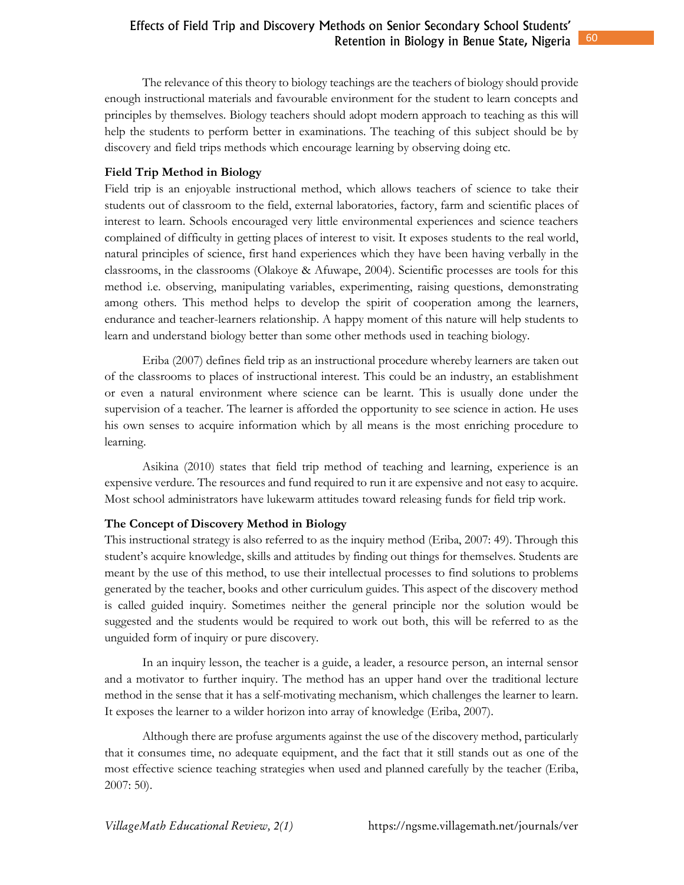The relevance of this theory to biology teachings are the teachers of biology should provide enough instructional materials and favourable environment for the student to learn concepts and principles by themselves. Biology teachers should adopt modern approach to teaching as this will help the students to perform better in examinations. The teaching of this subject should be by discovery and field trips methods which encourage learning by observing doing etc.

**Field Trip Method in Biology**

Field trip is an enjoyable instructional method, which allows teachers of science to take their students out of classroom to the field, external laboratories, factory, farm and scientific places of interest to learn. Schools encouraged very little environmental experiences and science teachers complained of difficulty in getting places of interest to visit. It exposes students to the real world, natural principles of science, first hand experiences which they have been having verbally in the classrooms, in the classrooms (Olakoye & Afuwape, 2004). Scientific processes are tools for this method i.e. observing, manipulating variables, experimenting, raising questions, demonstrating among others. This method helps to develop the spirit of cooperation among the learners, endurance and teacher-learners relationship. A happy moment of this nature will help students to learn and understand biology better than some other methods used in teaching biology.

Eriba (2007) defines field trip as an instructional procedure whereby learners are taken out of the classrooms to places of instructional interest. This could be an industry, an establishment or even a natural environment where science can be learnt. This is usually done under the supervision of a teacher. The learner is afforded the opportunity to see science in action. He uses his own senses to acquire information which by all means is the most enriching procedure to learning.

Asikina (2010) states that field trip method of teaching and learning, experience is an expensive verdure. The resources and fund required to run it are expensive and not easy to acquire. Most school administrators have lukewarm attitudes toward releasing funds for field trip work.

**The Concept of Discovery Method in Biology**

This instructional strategy is also referred to as the inquiry method (Eriba, 2007: 49). Through this student's acquire knowledge, skills and attitudes by finding out things for themselves. Students are meant by the use of this method, to use their intellectual processes to find solutions to problems generated by the teacher, books and other curriculum guides. This aspect of the discovery method is called guided inquiry. Sometimes neither the general principle nor the solution would be suggested and the students would be required to work out both, this will be referred to as the unguided form of inquiry or pure discovery.

In an inquiry lesson, the teacher is a guide, a leader, a resource person, an internal sensor and a motivator to further inquiry. The method has an upper hand over the traditional lecture method in the sense that it has a self-motivating mechanism, which challenges the learner to learn. It exposes the learner to a wilder horizon into array of knowledge (Eriba, 2007).

Although there are profuse arguments against the use of the discovery method, particularly that it consumes time, no adequate equipment, and the fact that it still stands out as one of the most effective science teaching strategies when used and planned carefully by the teacher (Eriba, 2007: 50).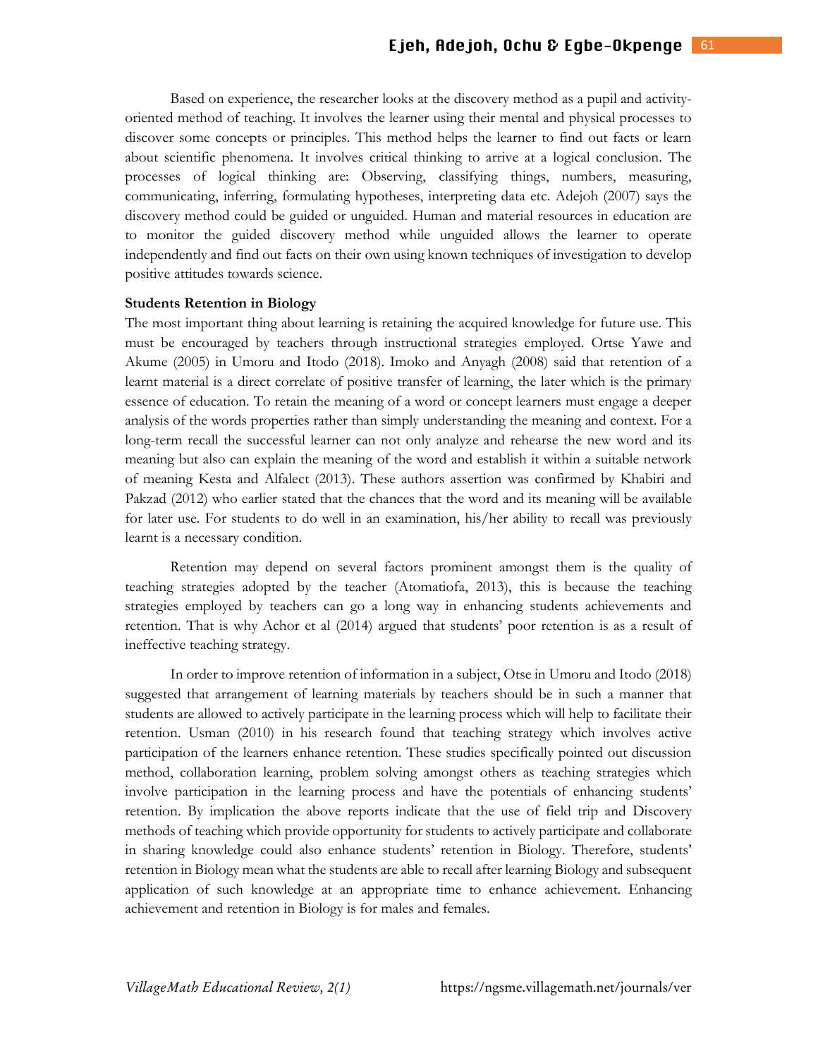Based on experience, the researcher looks at the discovery method as a pupil and activity-oriented method of teaching. It involves the learner using their mental and physical processes to discover some concepts or principles. This method helps the learner to find out facts or learn about scientific phenomena. It involves critical thinking to arrive at a logical conclusion. The processes of logical thinking are: Observing, classifying things, numbers, measuring, communicating, inferring, formulating hypotheses, interpreting data etc. Adejoh (2007) says the discovery method could be guided or unguided. Human and material resources in education are to monitor the guided discovery method while unguided allows the learner to operate independently and find out facts on their own using known techniques of investigation to develop positive attitudes towards science.

**Students Retention in Biology**

The most important thing about learning is retaining the acquired knowledge for future use. This must be encouraged by teachers through instructional strategies employed. Ortse Yawe and Akume (2005) in Umoru and Itodo (2018). Imoko and Anyagh (2008) said that retention of a learnt material is a direct correlate of positive transfer of learning, the later which is the primary essence of education. To retain the meaning of a word or concept learners must engage a deeper analysis of the words properties rather than simply understanding the meaning and context. For a long-term recall the successful learner can not only analyze and rehearse the new word and its meaning but also can explain the meaning of the word and establish it within a suitable network of meaning Kesta and Alfalect (2013). These authors assertion was confirmed by Khabiri and Pakzad (2012) who earlier stated that the chances that the word and its meaning will be available for later use. For students to do well in an examination, his/her ability to recall was previously learnt is a necessary condition.

Retention may depend on several factors prominent amongst them is the quality of teaching strategies adopted by the teacher (Atomatiofa, 2013), this is because the teaching strategies employed by teachers can go a long way in enhancing students achievements and retention. That is why Achor et al (2014) argued that students' poor retention is as a result of ineffective teaching strategy.

In order to improve retention of information in a subject, Otse in Umoru and Itodo (2018) suggested that arrangement of learning materials by teachers should be in such a manner that students are allowed to actively participate in the learning process which will help to facilitate their retention. Usman (2010) in his research found that teaching strategy which involves active participation of the learners enhance retention. These studies specifically pointed out discussion method, collaboration learning, problem solving amongst others as teaching strategies which involve participation in the learning process and have the potentials of enhancing students' retention. By implication the above reports indicate that the use of field trip and Discovery methods of teaching which provide opportunity for students to actively participate and collaborate in sharing knowledge could also enhance students' retention in Biology. Therefore, students' retention in Biology mean what the students are able to recall after learning Biology and subsequent application of such knowledge at an appropriate time to enhance achievement. Enhancing achievement and retention in Biology is for males and females.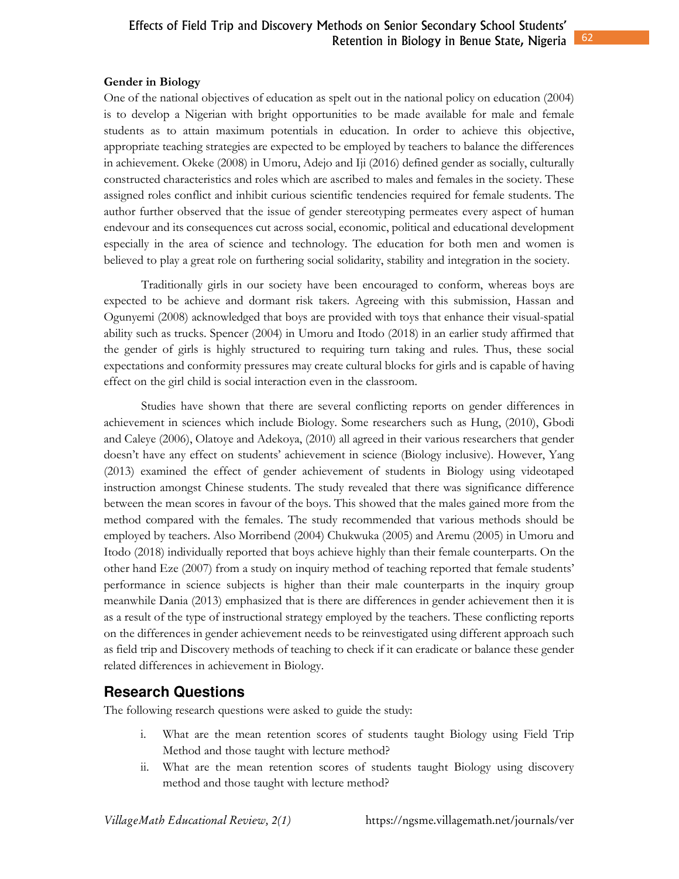### Gender in Biology

One of the national objectives of education as spelt out in the national policy on education (2004) is to develop a Nigerian with bright opportunities to be made available for male and female students as to attain maximum potentials in education. In order to achieve this objective, appropriate teaching strategies are expected to be employed by teachers to balance the differences in achievement. Okeke (2008) in Umoru, Adejo and Iji (2016) defined gender as socially, culturally constructed characteristics and roles which are ascribed to males and females in the society. These assigned roles conflict and inhibit curious scientific tendencies required for female students. The author further observed that the issue of gender stereotyping permeates every aspect of human endevour and its consequences cut across social, economic, political and educational development especially in the area of science and technology. The education for both men and women is believed to play a great role on furthering social solidarity, stability and integration in the society.

Traditionally girls in our society have been encouraged to conform, whereas boys are expected to be achieve and dormant risk takers. Agreeing with this submission, Hassan and Ogunyemi (2008) acknowledged that boys are provided with toys that enhance their visual-spatial ability such as trucks. Spencer (2004) in Umoru and Itodo (2018) in an earlier study affirmed that the gender of girls is highly structured to requiring turn taking and rules. Thus, these social expectations and conformity pressures may create cultural blocks for girls and is capable of having effect on the girl child is social interaction even in the classroom.

Studies have shown that there are several conflicting reports on gender differences in achievement in sciences which include Biology. Some researchers such as Hung, (2010), Gbodi and Caleye (2006), Olatoye and Adekoya, (2010) all agreed in their various researchers that gender doesn't have any effect on students' achievement in science (Biology inclusive). However, Yang (2013) examined the effect of gender achievement of students in Biology using videotaped instruction amongst Chinese students. The study revealed that there was significance difference between the mean scores in favour of the boys. This showed that the males gained more from the method compared with the females. The study recommended that various methods should be employed by teachers. Also Morribend (2004) Chukwuka (2005) and Aremu (2005) in Umoru and Itodo (2018) individually reported that boys achieve highly than their female counterparts. On the other hand Eze (2007) from a study on inquiry method of teaching reported that female students' performance in science subjects is higher than their male counterparts in the inquiry group meanwhile Dania (2013) emphasized that is there are differences in gender achievement then it is as a result of the type of instructional strategy employed by the teachers. These conflicting reports on the differences in gender achievement needs to be reinvestigated using different approach such as field trip and Discovery methods of teaching to check if it can eradicate or balance these gender related differences in achievement in Biology.

## Research Questions

The following research questions were asked to guide the study:

i. What are the mean retention scores of students taught Biology using Field Trip Method and those taught with lecture method?
ii. What are the mean retention scores of students taught Biology using discovery method and those taught with lecture method?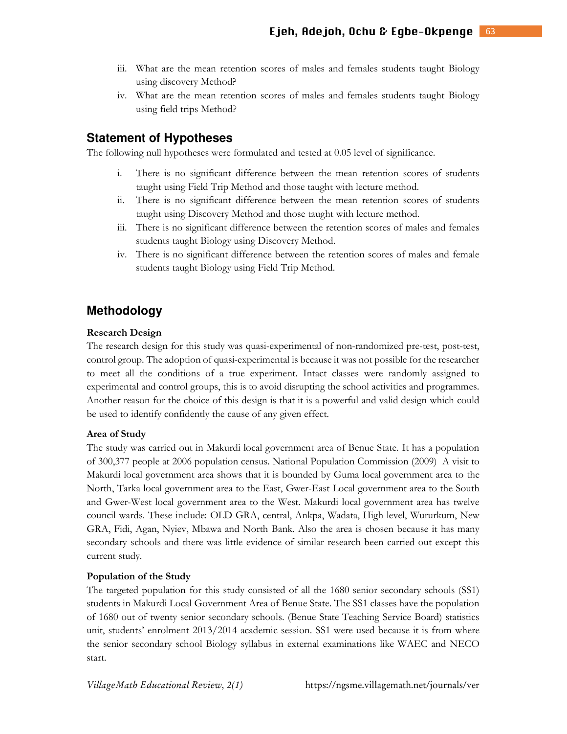iii. What are the mean retention scores of males and females students taught Biology using discovery Method?

iv. What are the mean retention scores of males and females students taught Biology using field trips Method?

## Statement of Hypotheses

The following null hypotheses were formulated and tested at 0.05 level of significance.

i. There is no significant difference between the mean retention scores of students taught using Field Trip Method and those taught with lecture method.

ii. There is no significant difference between the mean retention scores of students taught using Discovery Method and those taught with lecture method.

iii. There is no significant difference between the retention scores of males and females students taught Biology using Discovery Method.

iv. There is no significant difference between the retention scores of males and female students taught Biology using Field Trip Method.

## Methodology

**Research Design**

The research design for this study was quasi-experimental of non-randomized pre-test, post-test, control group. The adoption of quasi-experimental is because it was not possible for the researcher to meet all the conditions of a true experiment. Intact classes were randomly assigned to experimental and control groups, this is to avoid disrupting the school activities and programmes. Another reason for the choice of this design is that it is a powerful and valid design which could be used to identify confidently the cause of any given effect.

**Area of Study**

The study was carried out in Makurdi local government area of Benue State. It has a population of 300,377 people at 2006 population census. National Population Commission (2009) A visit to Makurdi local government area shows that it is bounded by Guma local government area to the North, Tarka local government area to the East, Gwer-East Local government area to the South and Gwer-West local government area to the West. Makurdi local government area has twelve council wards. These include: OLD GRA, central, Ankpa, Wadata, High level, Wururkum, New GRA, Fidi, Agan, Nyiev, Mbawa and North Bank. Also the area is chosen because it has many secondary schools and there was little evidence of similar research been carried out except this current study.

**Population of the Study**

The targeted population for this study consisted of all the 1680 senior secondary schools (SS1) students in Makurdi Local Government Area of Benue State. The SS1 classes have the population of 1680 out of twenty senior secondary schools. (Benue State Teaching Service Board) statistics unit, students' enrolment 2013/2014 academic session. SS1 were used because it is from where the senior secondary school Biology syllabus in external examinations like WAEC and NECO start.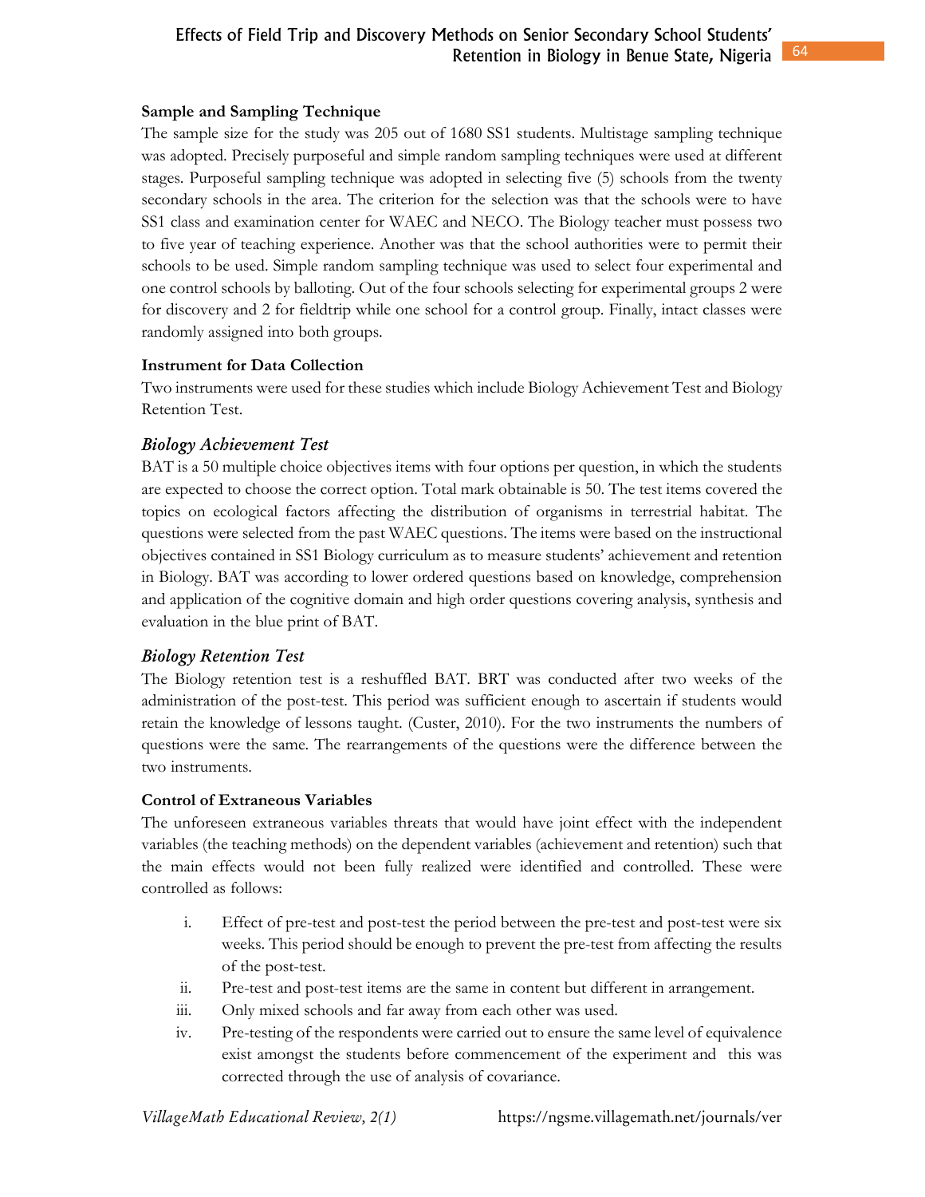**Sample and Sampling Technique**

The sample size for the study was 205 out of 1680 SS1 students. Multistage sampling technique was adopted. Precisely purposeful and simple random sampling techniques were used at different stages. Purposeful sampling technique was adopted in selecting five (5) schools from the twenty secondary schools in the area. The criterion for the selection was that the schools were to have SS1 class and examination center for WAEC and NECO. The Biology teacher must possess two to five year of teaching experience. Another was that the school authorities were to permit their schools to be used. Simple random sampling technique was used to select four experimental and one control schools by balloting. Out of the four schools selecting for experimental groups 2 were for discovery and 2 for fieldtrip while one school for a control group. Finally, intact classes were randomly assigned into both groups.

**Instrument for Data Collection**

Two instruments were used for these studies which include Biology Achievement Test and Biology Retention Test.

***Biology Achievement Test***

BAT is a 50 multiple choice objectives items with four options per question, in which the students are expected to choose the correct option. Total mark obtainable is 50. The test items covered the topics on ecological factors affecting the distribution of organisms in terrestrial habitat. The questions were selected from the past WAEC questions. The items were based on the instructional objectives contained in SS1 Biology curriculum as to measure students' achievement and retention in Biology. BAT was according to lower ordered questions based on knowledge, comprehension and application of the cognitive domain and high order questions covering analysis, synthesis and evaluation in the blue print of BAT.

***Biology Retention Test***

The Biology retention test is a reshuffled BAT. BRT was conducted after two weeks of the administration of the post-test. This period was sufficient enough to ascertain if students would retain the knowledge of lessons taught. (Custer, 2010). For the two instruments the numbers of questions were the same. The rearrangements of the questions were the difference between the two instruments.

**Control of Extraneous Variables**

The unforeseen extraneous variables threats that would have joint effect with the independent variables (the teaching methods) on the dependent variables (achievement and retention) such that the main effects would not been fully realized were identified and controlled. These were controlled as follows:

i. Effect of pre-test and post-test the period between the pre-test and post-test were six weeks. This period should be enough to prevent the pre-test from affecting the results of the post-test.
ii. Pre-test and post-test items are the same in content but different in arrangement.
iii. Only mixed schools and far away from each other was used.
iv. Pre-testing of the respondents were carried out to ensure the same level of equivalence exist amongst the students before commencement of the experiment and this was corrected through the use of analysis of covariance.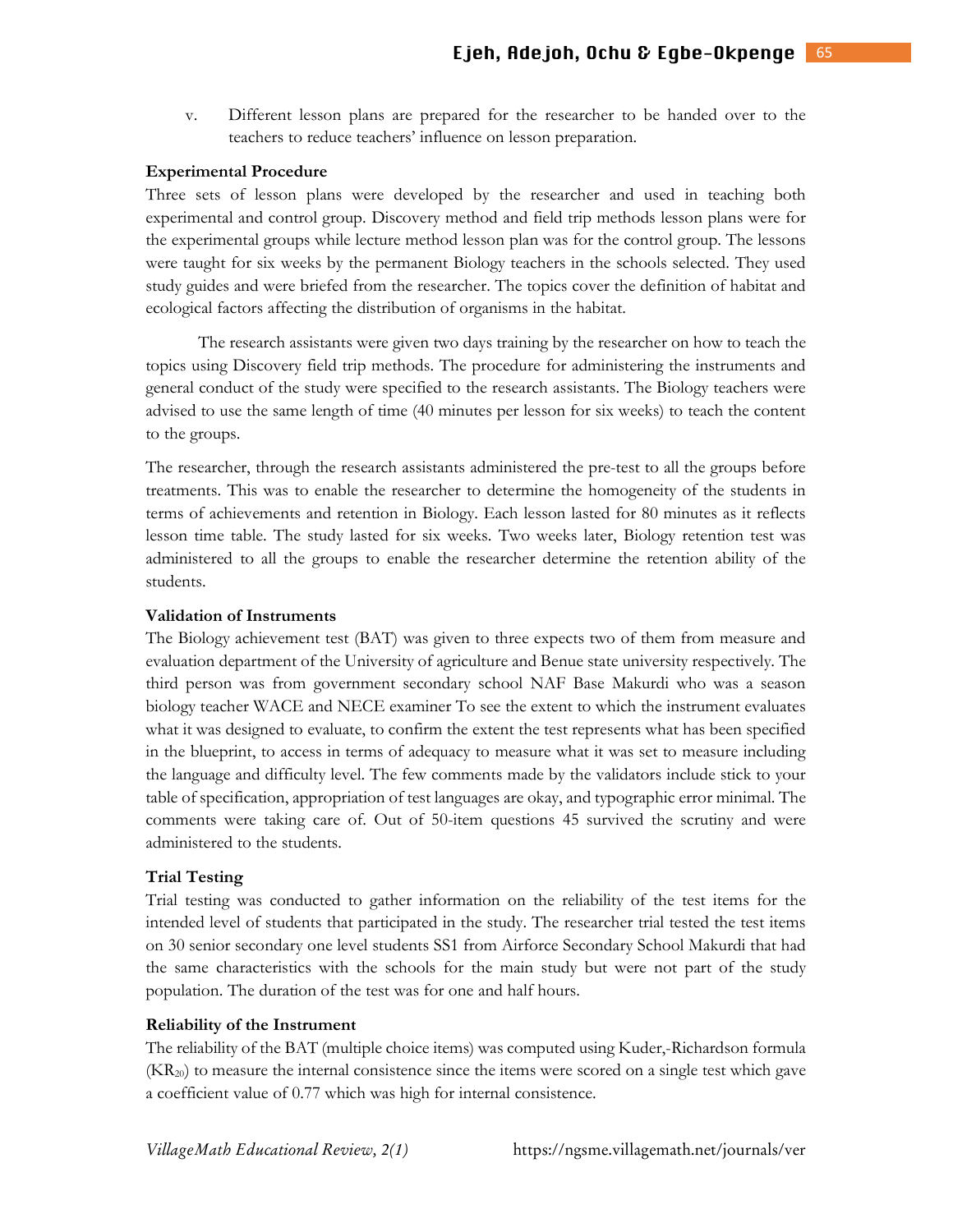v. Different lesson plans are prepared for the researcher to be handed over to the teachers to reduce teachers' influence on lesson preparation.

**Experimental Procedure**

Three sets of lesson plans were developed by the researcher and used in teaching both experimental and control group. Discovery method and field trip methods lesson plans were for the experimental groups while lecture method lesson plan was for the control group. The lessons were taught for six weeks by the permanent Biology teachers in the schools selected. They used study guides and were briefed from the researcher. The topics cover the definition of habitat and ecological factors affecting the distribution of organisms in the habitat.

The research assistants were given two days training by the researcher on how to teach the topics using Discovery field trip methods. The procedure for administering the instruments and general conduct of the study were specified to the research assistants. The Biology teachers were advised to use the same length of time (40 minutes per lesson for six weeks) to teach the content to the groups.

The researcher, through the research assistants administered the pre-test to all the groups before treatments. This was to enable the researcher to determine the homogeneity of the students in terms of achievements and retention in Biology. Each lesson lasted for 80 minutes as it reflects lesson time table. The study lasted for six weeks. Two weeks later, Biology retention test was administered to all the groups to enable the researcher determine the retention ability of the students.

**Validation of Instruments**

The Biology achievement test (BAT) was given to three expects two of them from measure and evaluation department of the University of agriculture and Benue state university respectively. The third person was from government secondary school NAF Base Makurdi who was a season biology teacher WACE and NECE examiner To see the extent to which the instrument evaluates what it was designed to evaluate, to confirm the extent the test represents what has been specified in the blueprint, to access in terms of adequacy to measure what it was set to measure including the language and difficulty level. The few comments made by the validators include stick to your table of specification, appropriation of test languages are okay, and typographic error minimal. The comments were taking care of. Out of 50-item questions 45 survived the scrutiny and were administered to the students.

**Trial Testing**

Trial testing was conducted to gather information on the reliability of the test items for the intended level of students that participated in the study. The researcher trial tested the test items on 30 senior secondary one level students SS1 from Airforce Secondary School Makurdi that had the same characteristics with the schools for the main study but were not part of the study population. The duration of the test was for one and half hours.

**Reliability of the Instrument**

The reliability of the BAT (multiple choice items) was computed using Kuder,-Richardson formula ($KR_{20}$) to measure the internal consistence since the items were scored on a single test which gave a coefficient value of 0.77 which was high for internal consistence.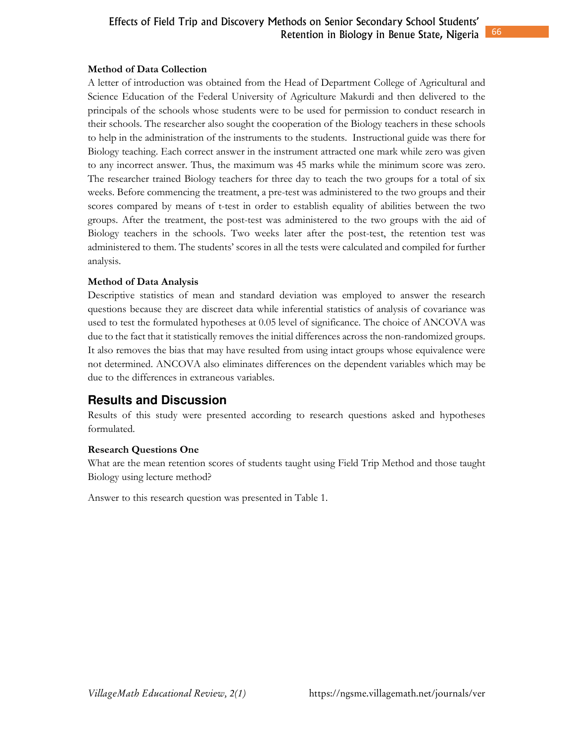#### Method of Data Collection

A letter of introduction was obtained from the Head of Department College of Agricultural and Science Education of the Federal University of Agriculture Makurdi and then delivered to the principals of the schools whose students were to be used for permission to conduct research in their schools. The researcher also sought the cooperation of the Biology teachers in these schools to help in the administration of the instruments to the students. Instructional guide was there for Biology teaching. Each correct answer in the instrument attracted one mark while zero was given to any incorrect answer. Thus, the maximum was 45 marks while the minimum score was zero. The researcher trained Biology teachers for three day to teach the two groups for a total of six weeks. Before commencing the treatment, a pre-test was administered to the two groups and their scores compared by means of t-test in order to establish equality of abilities between the two groups. After the treatment, the post-test was administered to the two groups with the aid of Biology teachers in the schools. Two weeks later after the post-test, the retention test was administered to them. The students' scores in all the tests were calculated and compiled for further analysis.

#### Method of Data Analysis

Descriptive statistics of mean and standard deviation was employed to answer the research questions because they are discreet data while inferential statistics of analysis of covariance was used to test the formulated hypotheses at 0.05 level of significance. The choice of ANCOVA was due to the fact that it statistically removes the initial differences across the non-randomized groups. It also removes the bias that may have resulted from using intact groups whose equivalence were not determined. ANCOVA also eliminates differences on the dependent variables which may be due to the differences in extraneous variables.

## Results and Discussion

Results of this study were presented according to research questions asked and hypotheses formulated.

#### Research Questions One

What are the mean retention scores of students taught using Field Trip Method and those taught Biology using lecture method?

Answer to this research question was presented in Table 1.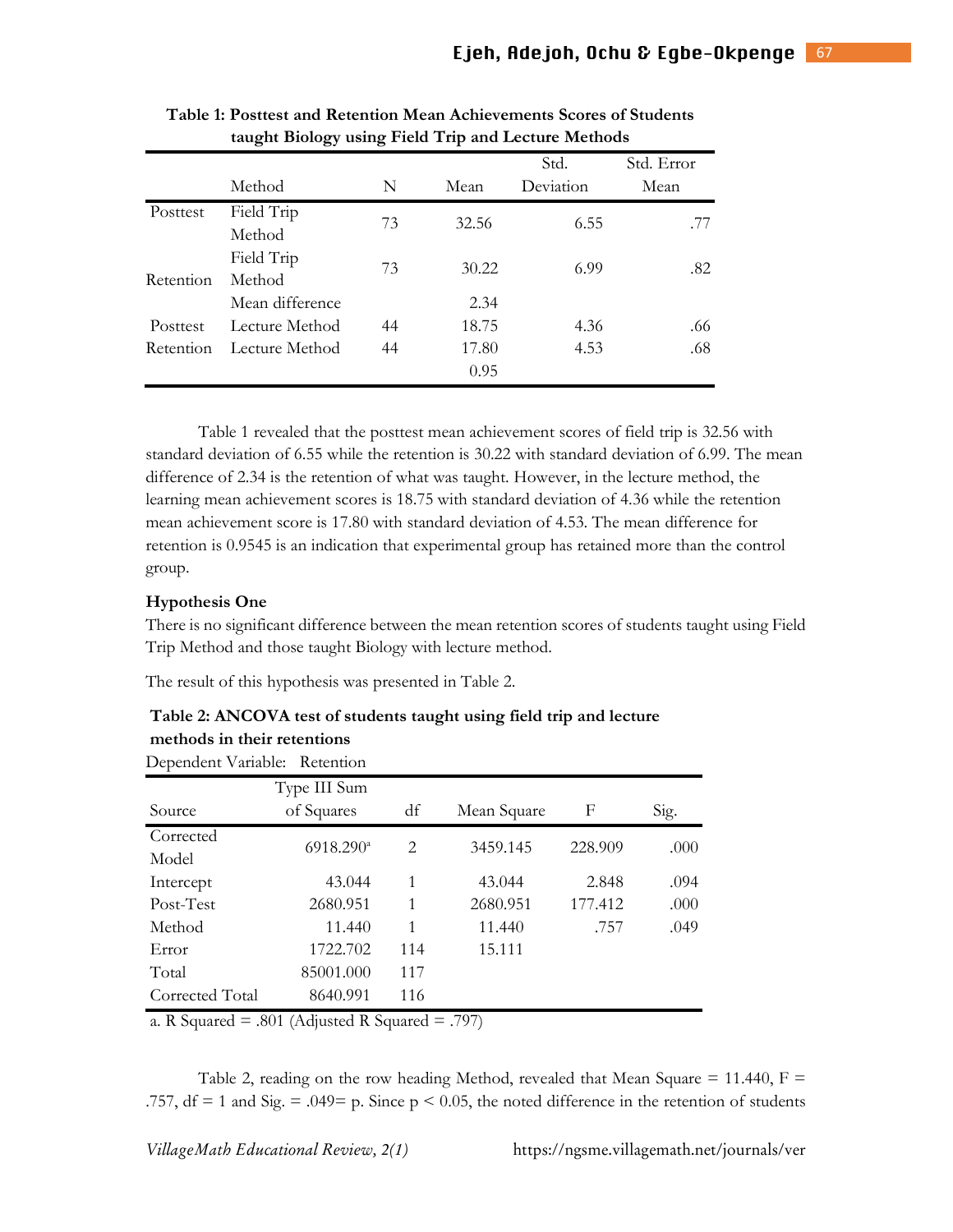**Table 1: Posttest and Retention Mean Achievements Scores of Students taught Biology using Field Trip and Lecture Methods**

| | Method | N | Mean | Std. Deviation | Std. Error Mean |
|---|---|---|---|---|---|
| Posttest | Field Trip Method | 73 | 32.56 | 6.55 | .77 |
| Retention | Field Trip Method | 73 | 30.22 | 6.99 | .82 |
| | Mean difference | | 2.34 | | |
| Posttest | Lecture Method | 44 | 18.75 | 4.36 | .66 |
| Retention | Lecture Method | 44 | 17.80 | 4.53 | .68 |
| | | | 0.95 | | |

Table 1 revealed that the posttest mean achievement scores of field trip is 32.56 with standard deviation of 6.55 while the retention is 30.22 with standard deviation of 6.99. The mean difference of 2.34 is the retention of what was taught. However, in the lecture method, the learning mean achievement scores is 18.75 with standard deviation of 4.36 while the retention mean achievement score is 17.80 with standard deviation of 4.53. The mean difference for retention is 0.9545 is an indication that experimental group has retained more than the control group.

**Hypothesis One**

There is no significant difference between the mean retention scores of students taught using Field Trip Method and those taught Biology with lecture method.

The result of this hypothesis was presented in Table 2.

**Table 2: ANCOVA test of students taught using field trip and lecture methods in their retentions**

Dependent Variable: Retention

| Source | Type III Sum of Squares | df | Mean Square | F | Sig. |
|---|---|---|---|---|---|
| Corrected Model | 6918.290[a] | 2 | 3459.145 | 228.909 | .000 |
| Intercept | 43.044 | 1 | 43.044 | 2.848 | .094 |
| Post-Test | 2680.951 | 1 | 2680.951 | 177.412 | .000 |
| Method | 11.440 | 1 | 11.440 | .757 | .049 |
| Error | 1722.702 | 114 | 15.111 | | |
| Total | 85001.000 | 117 | | | |
| Corrected Total | 8640.991 | 116 | | | |

a. R Squared = .801 (Adjusted R Squared = .797)

Table 2, reading on the row heading Method, revealed that Mean Square = 11.440, F = .757, df = 1 and Sig. = .049= p. Since $p < 0.05$, the noted difference in the retention of students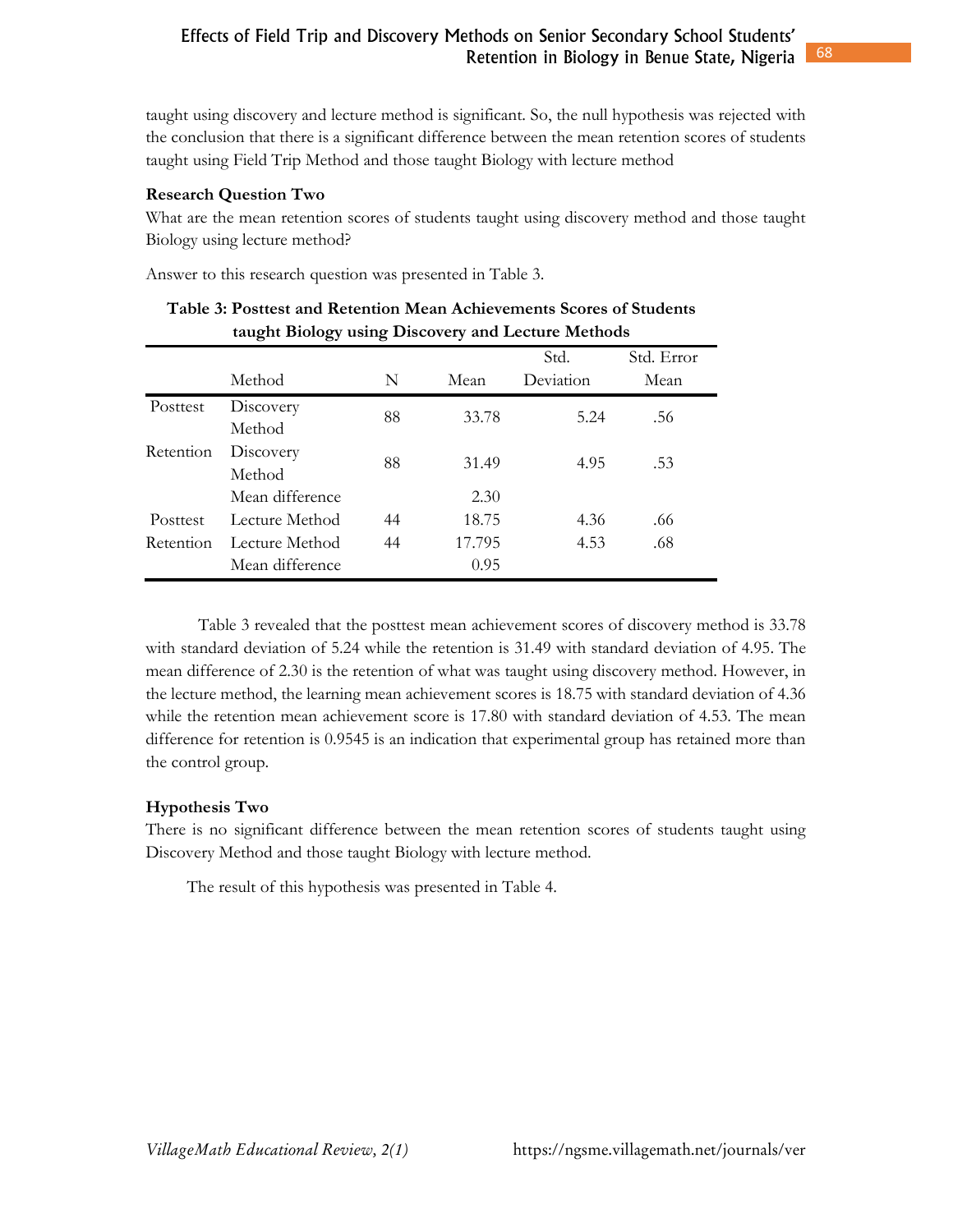taught using discovery and lecture method is significant. So, the null hypothesis was rejected with the conclusion that there is a significant difference between the mean retention scores of students taught using Field Trip Method and those taught Biology with lecture method

**Research Question Two**

What are the mean retention scores of students taught using discovery method and those taught Biology using lecture method?

Answer to this research question was presented in Table 3.

**Table 3: Posttest and Retention Mean Achievements Scores of Students taught Biology using Discovery and Lecture Methods**

| | Method | N | Mean | Std. Deviation | Std. Error Mean |
|---|---|---|---|---|---|
| Posttest | Discovery Method | 88 | 33.78 | 5.24 | .56 |
| Retention | Discovery Method | 88 | 31.49 | 4.95 | .53 |
| | Mean difference | | 2.30 | | |
| Posttest | Lecture Method | 44 | 18.75 | 4.36 | .66 |
| Retention | Lecture Method | 44 | 17.795 | 4.53 | .68 |
| | Mean difference | | 0.95 | | |

Table 3 revealed that the posttest mean achievement scores of discovery method is 33.78 with standard deviation of 5.24 while the retention is 31.49 with standard deviation of 4.95. The mean difference of 2.30 is the retention of what was taught using discovery method. However, in the lecture method, the learning mean achievement scores is 18.75 with standard deviation of 4.36 while the retention mean achievement score is 17.80 with standard deviation of 4.53. The mean difference for retention is 0.9545 is an indication that experimental group has retained more than the control group.

**Hypothesis Two**

There is no significant difference between the mean retention scores of students taught using Discovery Method and those taught Biology with lecture method.

The result of this hypothesis was presented in Table 4.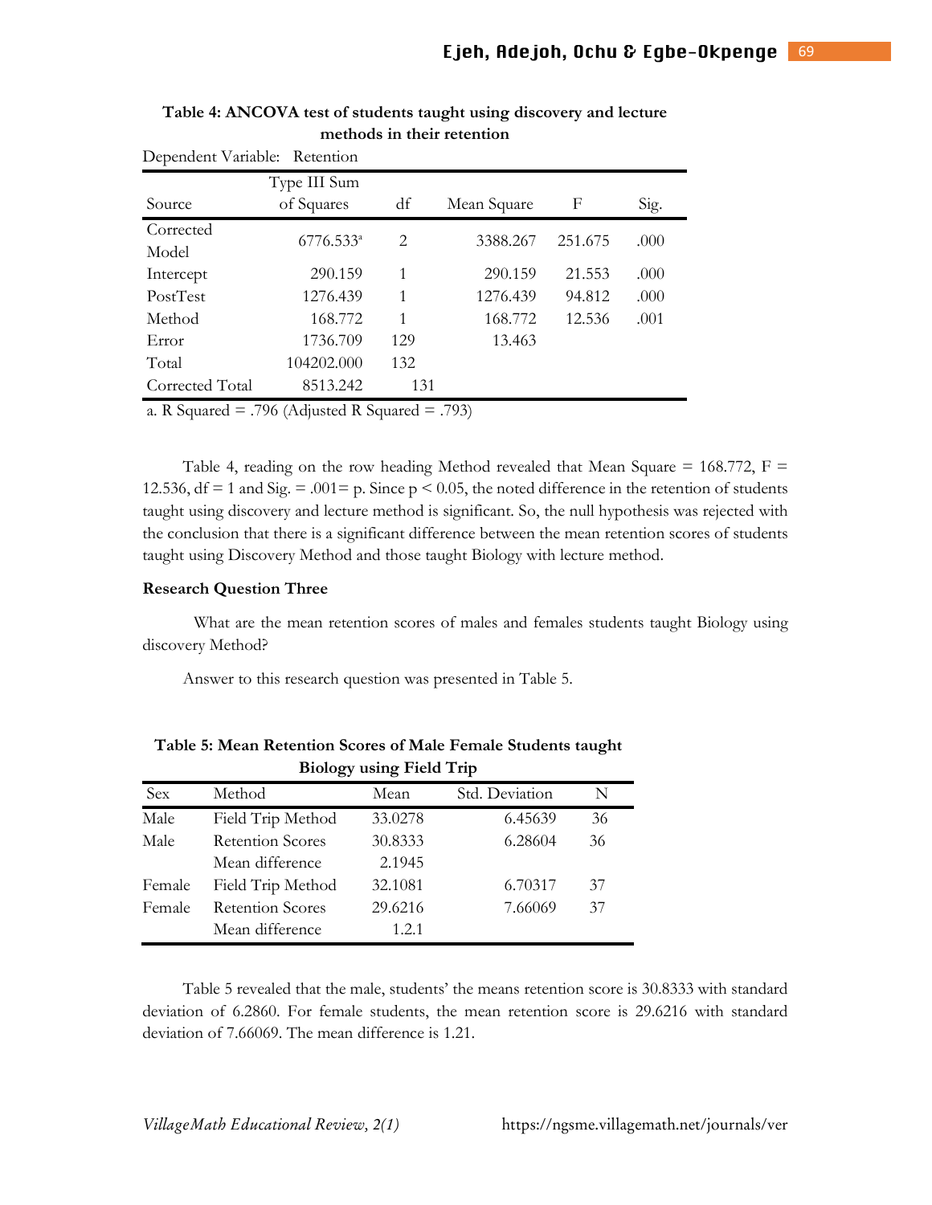**Table 4: ANCOVA test of students taught using discovery and lecture methods in their retention**

Dependent Variable: Retention

| Source | Type III Sum of Squares | df | Mean Square | F | Sig. |
|---|---|---|---|---|---|
| Corrected Model | 6776.533[a] | 2 | 3388.267 | 251.675 | .000 |
| Intercept | 290.159 | 1 | 290.159 | 21.553 | .000 |
| PostTest | 1276.439 | 1 | 1276.439 | 94.812 | .000 |
| Method | 168.772 | 1 | 168.772 | 12.536 | .001 |
| Error | 1736.709 | 129 | 13.463 | | |
| Total | 104202.000 | 132 | | | |
| Corrected Total | 8513.242 | 131 | | | |

a. R Squared = .796 (Adjusted R Squared = .793)

Table 4, reading on the row heading Method revealed that Mean Square = 168.772, F = 12.536, df = 1 and Sig. = .001= p. Since $p < 0.05$, the noted difference in the retention of students taught using discovery and lecture method is significant. So, the null hypothesis was rejected with the conclusion that there is a significant difference between the mean retention scores of students taught using Discovery Method and those taught Biology with lecture method.

**Research Question Three**

What are the mean retention scores of males and females students taught Biology using discovery Method?

Answer to this research question was presented in Table 5.

**Table 5: Mean Retention Scores of Male Female Students taught Biology using Field Trip**

| Sex | Method | Mean | Std. Deviation | N |
|---|---|---|---|---|
| Male | Field Trip Method | 33.0278 | 6.45639 | 36 |
| Male | Retention Scores | 30.8333 | 6.28604 | 36 |
| | Mean difference | 2.1945 | | |
| Female | Field Trip Method | 32.1081 | 6.70317 | 37 |
| Female | Retention Scores | 29.6216 | 7.66069 | 37 |
| | Mean difference | 1.2.1 | | |

Table 5 revealed that the male, students' the means retention score is 30.8333 with standard deviation of 6.2860. For female students, the mean retention score is 29.6216 with standard deviation of 7.66069. The mean difference is 1.21.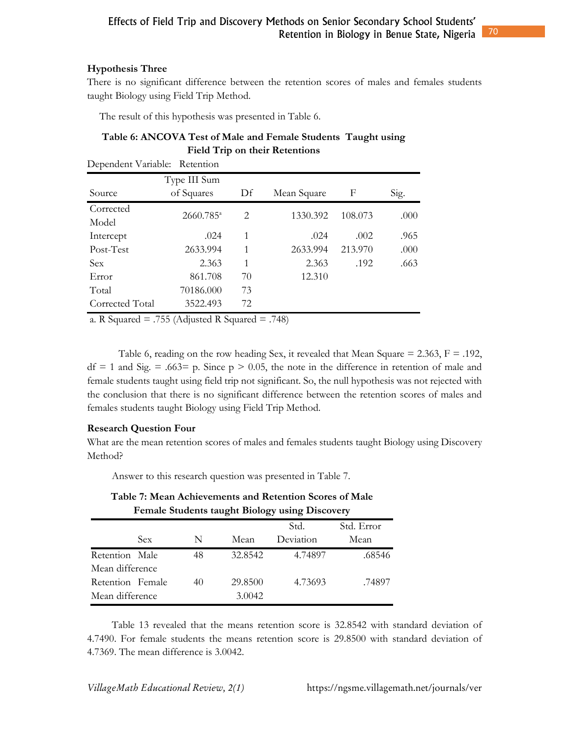**Hypothesis Three**

There is no significant difference between the retention scores of males and females students taught Biology using Field Trip Method.

The result of this hypothesis was presented in Table 6.

**Table 6: ANCOVA Test of Male and Female Students Taught using Field Trip on their Retentions**

Dependent Variable: Retention

| Source | Type III Sum of Squares | Df | Mean Square | F | Sig. |
|---|---|---|---|---|---|
| Corrected Model | 2660.785[a] | 2 | 1330.392 | 108.073 | .000 |
| Intercept | .024 | 1 | .024 | .002 | .965 |
| Post-Test | 2633.994 | 1 | 2633.994 | 213.970 | .000 |
| Sex | 2.363 | 1 | 2.363 | .192 | .663 |
| Error | 861.708 | 70 | 12.310 | | |
| Total | 70186.000 | 73 | | | |
| Corrected Total | 3522.493 | 72 | | | |

a. R Squared = .755 (Adjusted R Squared = .748)

Table 6, reading on the row heading Sex, it revealed that Mean Square = 2.363, F = .192, df = 1 and Sig. = .663= p. Since p > 0.05, the note in the difference in retention of male and female students taught using field trip not significant. So, the null hypothesis was not rejected with the conclusion that there is no significant difference between the retention scores of males and females students taught Biology using Field Trip Method.

**Research Question Four**

What are the mean retention scores of males and females students taught Biology using Discovery Method?

Answer to this research question was presented in Table 7.

**Table 7: Mean Achievements and Retention Scores of Male Female Students taught Biology using Discovery**

| Sex | N | Mean | Std. Deviation | Std. Error Mean |
|---|---|---|---|---|
| Retention Male | 48 | 32.8542 | 4.74897 | .68546 |
| Mean difference | | | | |
| Retention Female | 40 | 29.8500 | 4.73693 | .74897 |
| Mean difference | | 3.0042 | | |

Table 13 revealed that the means retention score is 32.8542 with standard deviation of 4.7490. For female students the means retention score is 29.8500 with standard deviation of 4.7369. The mean difference is 3.0042.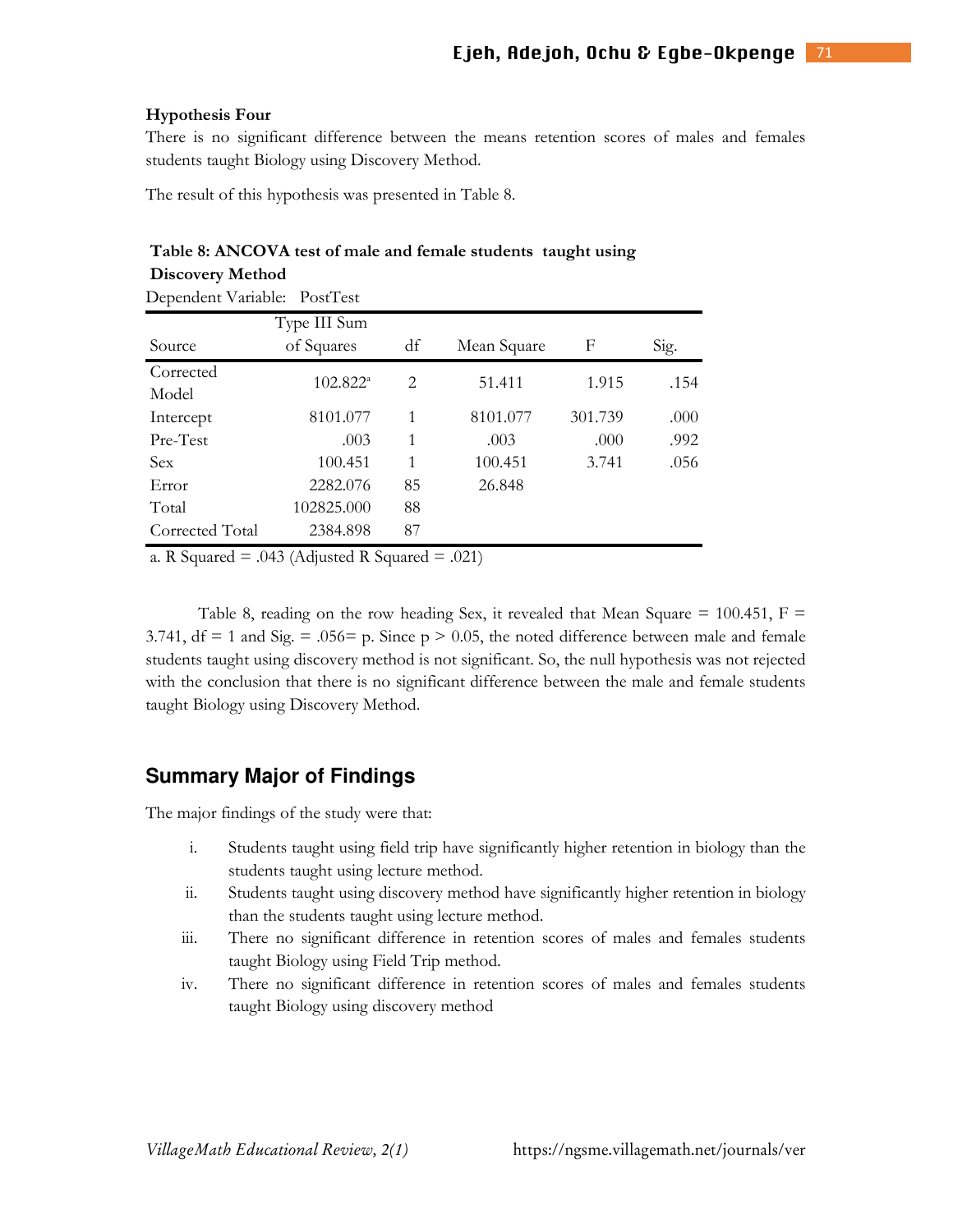**Hypothesis Four**

There is no significant difference between the means retention scores of males and females students taught Biology using Discovery Method.

The result of this hypothesis was presented in Table 8.

**Table 8: ANCOVA test of male and female students taught using Discovery Method**

Dependent Variable: PostTest

| Source | Type III Sum of Squares | df | Mean Square | F | Sig. |
|---|---|---|---|---|---|
| Corrected Model | 102.822[a] | 2 | 51.411 | 1.915 | .154 |
| Intercept | 8101.077 | 1 | 8101.077 | 301.739 | .000 |
| Pre-Test | .003 | 1 | .003 | .000 | .992 |
| Sex | 100.451 | 1 | 100.451 | 3.741 | .056 |
| Error | 2282.076 | 85 | 26.848 | | |
| Total | 102825.000 | 88 | | | |
| Corrected Total | 2384.898 | 87 | | | |

a. R Squared = .043 (Adjusted R Squared = .021)

Table 8, reading on the row heading Sex, it revealed that Mean Square = 100.451, F = 3.741, df = 1 and Sig. = .056= p. Since $p > 0.05$, the noted difference between male and female students taught using discovery method is not significant. So, the null hypothesis was not rejected with the conclusion that there is no significant difference between the male and female students taught Biology using Discovery Method.

## Summary Major of Findings

The major findings of the study were that:

i. Students taught using field trip have significantly higher retention in biology than the students taught using lecture method.
ii. Students taught using discovery method have significantly higher retention in biology than the students taught using lecture method.
iii. There no significant difference in retention scores of males and females students taught Biology using Field Trip method.
iv. There no significant difference in retention scores of males and females students taught Biology using discovery method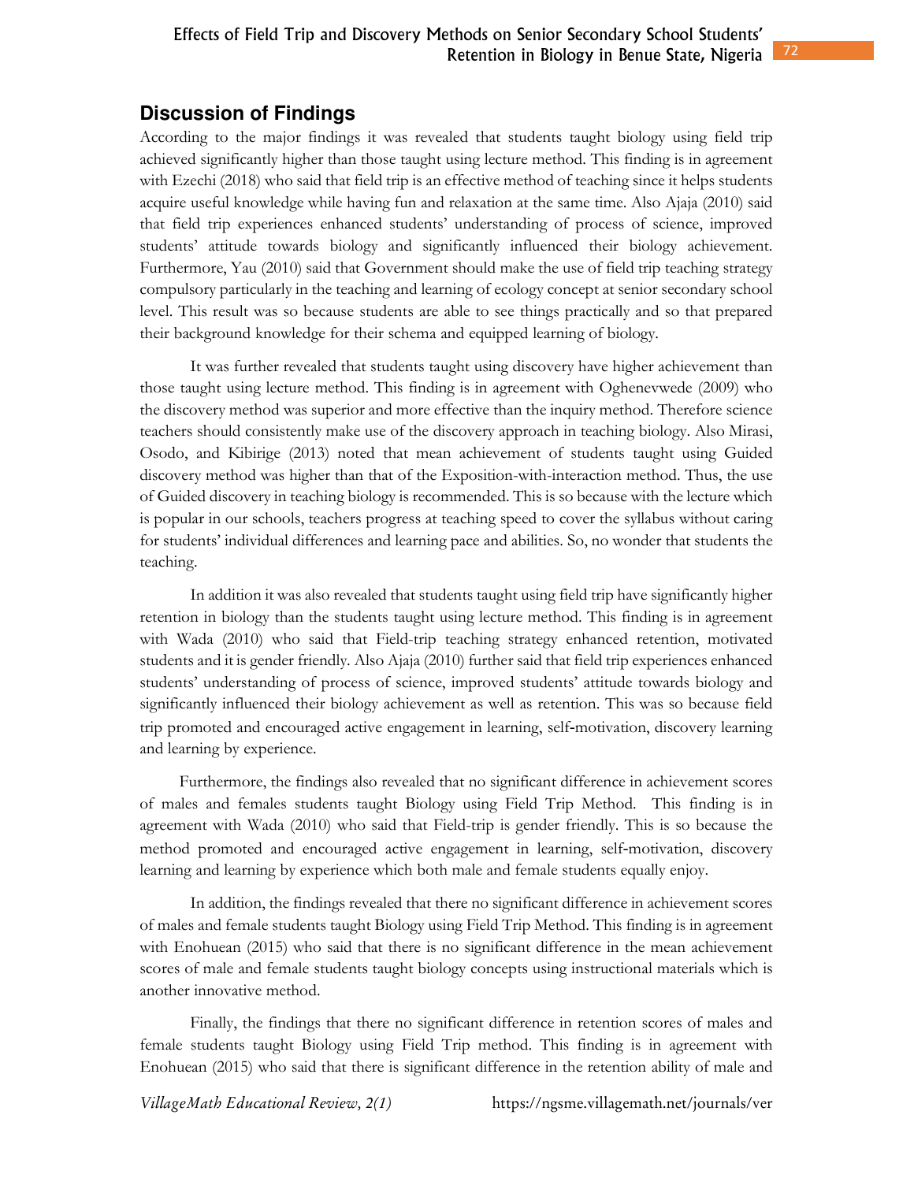## Discussion of Findings

According to the major findings it was revealed that students taught biology using field trip achieved significantly higher than those taught using lecture method. This finding is in agreement with Ezechi (2018) who said that field trip is an effective method of teaching since it helps students acquire useful knowledge while having fun and relaxation at the same time. Also Ajaja (2010) said that field trip experiences enhanced students' understanding of process of science, improved students' attitude towards biology and significantly influenced their biology achievement. Furthermore, Yau (2010) said that Government should make the use of field trip teaching strategy compulsory particularly in the teaching and learning of ecology concept at senior secondary school level. This result was so because students are able to see things practically and so that prepared their background knowledge for their schema and equipped learning of biology.

It was further revealed that students taught using discovery have higher achievement than those taught using lecture method. This finding is in agreement with Oghenevwede (2009) who the discovery method was superior and more effective than the inquiry method. Therefore science teachers should consistently make use of the discovery approach in teaching biology. Also Mirasi, Osodo, and Kibirige (2013) noted that mean achievement of students taught using Guided discovery method was higher than that of the Exposition-with-interaction method. Thus, the use of Guided discovery in teaching biology is recommended. This is so because with the lecture which is popular in our schools, teachers progress at teaching speed to cover the syllabus without caring for students' individual differences and learning pace and abilities. So, no wonder that students the teaching.

In addition it was also revealed that students taught using field trip have significantly higher retention in biology than the students taught using lecture method. This finding is in agreement with Wada (2010) who said that Field-trip teaching strategy enhanced retention, motivated students and it is gender friendly. Also Ajaja (2010) further said that field trip experiences enhanced students' understanding of process of science, improved students' attitude towards biology and significantly influenced their biology achievement as well as retention. This was so because field trip promoted and encouraged active engagement in learning, self-motivation, discovery learning and learning by experience.

Furthermore, the findings also revealed that no significant difference in achievement scores of males and females students taught Biology using Field Trip Method. This finding is in agreement with Wada (2010) who said that Field-trip is gender friendly. This is so because the method promoted and encouraged active engagement in learning, self-motivation, discovery learning and learning by experience which both male and female students equally enjoy.

In addition, the findings revealed that there no significant difference in achievement scores of males and female students taught Biology using Field Trip Method. This finding is in agreement with Enohuean (2015) who said that there is no significant difference in the mean achievement scores of male and female students taught biology concepts using instructional materials which is another innovative method.

Finally, the findings that there no significant difference in retention scores of males and female students taught Biology using Field Trip method. This finding is in agreement with Enohuean (2015) who said that there is significant difference in the retention ability of male and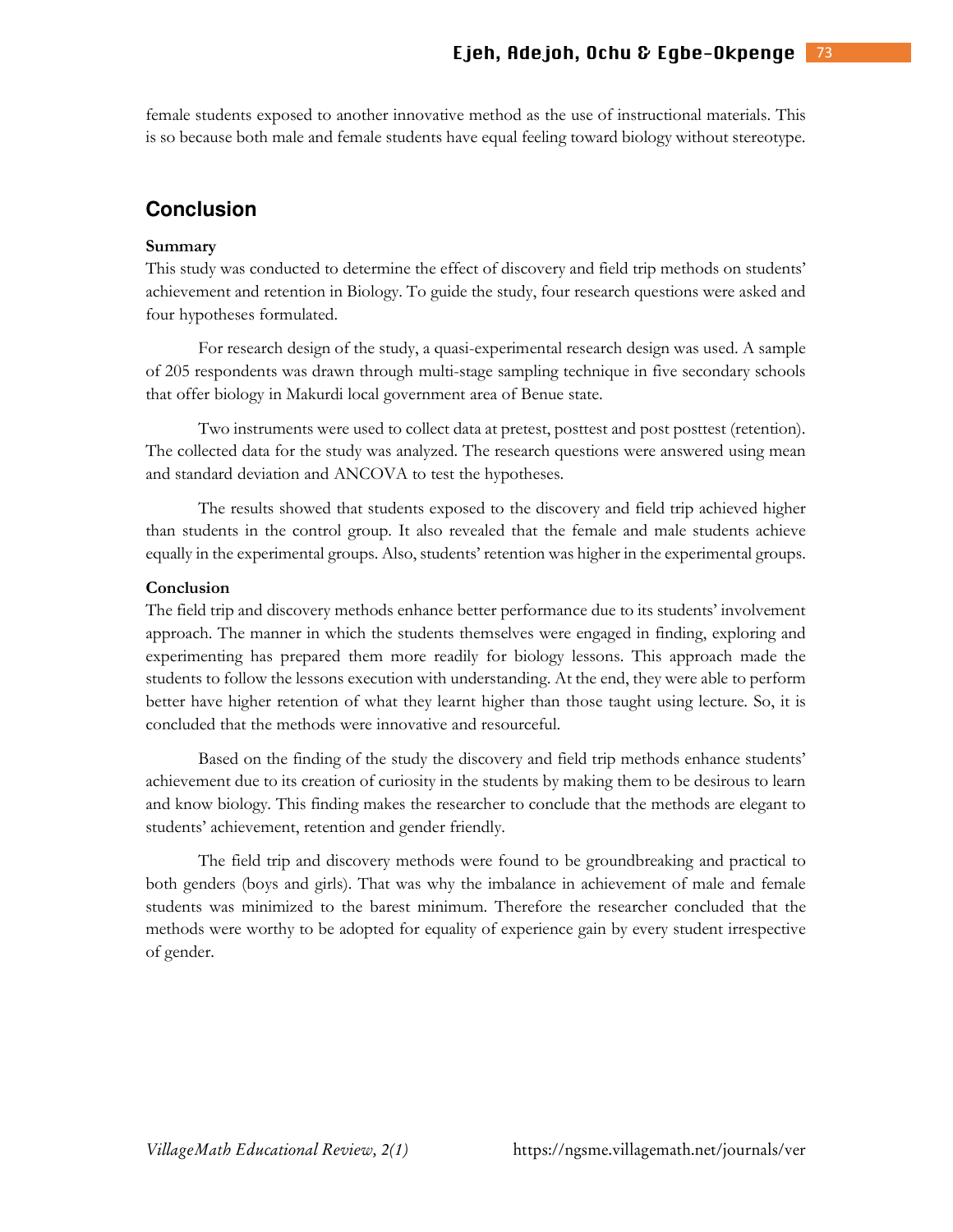female students exposed to another innovative method as the use of instructional materials. This is so because both male and female students have equal feeling toward biology without stereotype.

## Conclusion

### Summary

This study was conducted to determine the effect of discovery and field trip methods on students' achievement and retention in Biology. To guide the study, four research questions were asked and four hypotheses formulated.

For research design of the study, a quasi-experimental research design was used. A sample of 205 respondents was drawn through multi-stage sampling technique in five secondary schools that offer biology in Makurdi local government area of Benue state.

Two instruments were used to collect data at pretest, posttest and post posttest (retention). The collected data for the study was analyzed. The research questions were answered using mean and standard deviation and ANCOVA to test the hypotheses.

The results showed that students exposed to the discovery and field trip achieved higher than students in the control group. It also revealed that the female and male students achieve equally in the experimental groups. Also, students' retention was higher in the experimental groups.

### Conclusion

The field trip and discovery methods enhance better performance due to its students' involvement approach. The manner in which the students themselves were engaged in finding, exploring and experimenting has prepared them more readily for biology lessons. This approach made the students to follow the lessons execution with understanding. At the end, they were able to perform better have higher retention of what they learnt higher than those taught using lecture. So, it is concluded that the methods were innovative and resourceful.

Based on the finding of the study the discovery and field trip methods enhance students' achievement due to its creation of curiosity in the students by making them to be desirous to learn and know biology. This finding makes the researcher to conclude that the methods are elegant to students' achievement, retention and gender friendly.

The field trip and discovery methods were found to be groundbreaking and practical to both genders (boys and girls). That was why the imbalance in achievement of male and female students was minimized to the barest minimum. Therefore the researcher concluded that the methods were worthy to be adopted for equality of experience gain by every student irrespective of gender.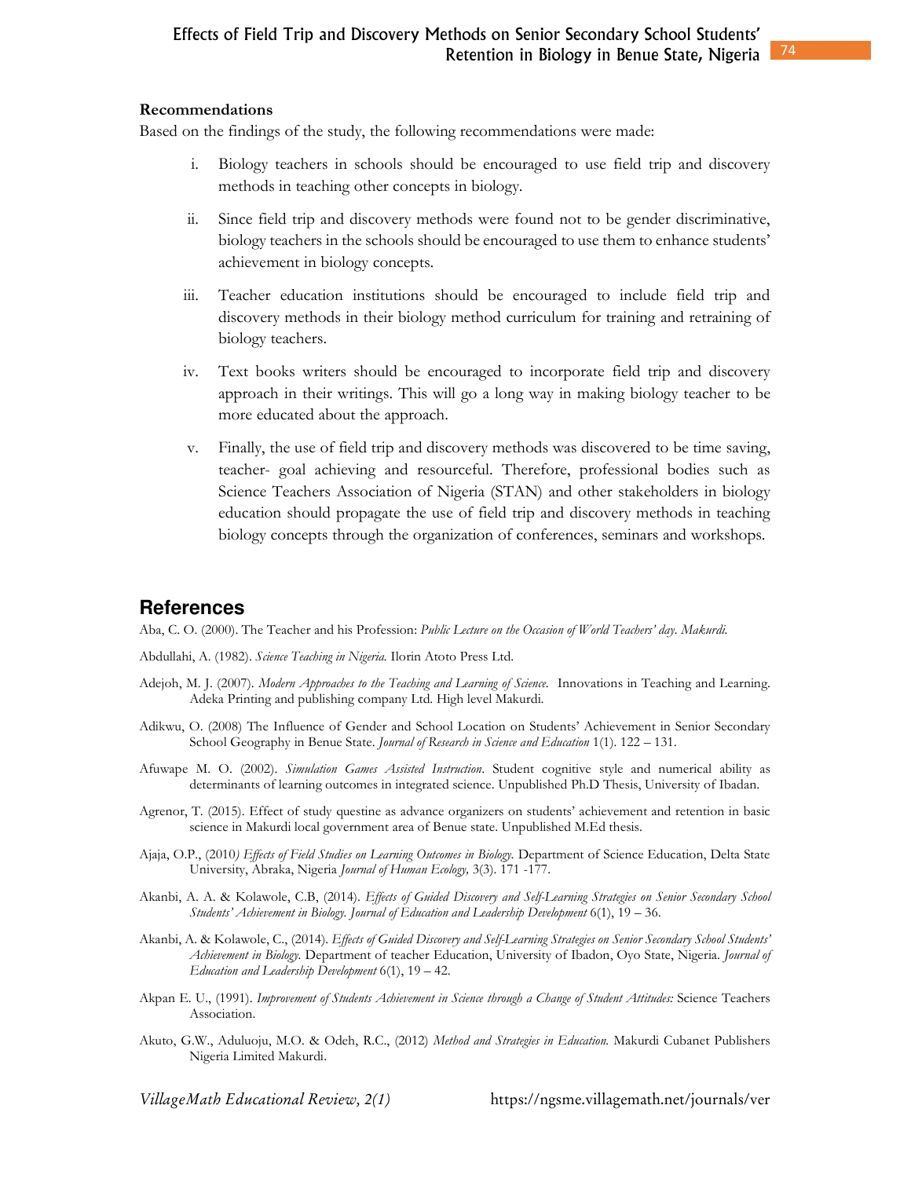**Recommendations**

Based on the findings of the study, the following recommendations were made:

i. Biology teachers in schools should be encouraged to use field trip and discovery methods in teaching other concepts in biology.

ii. Since field trip and discovery methods were found not to be gender discriminative, biology teachers in the schools should be encouraged to use them to enhance students' achievement in biology concepts.

iii. Teacher education institutions should be encouraged to include field trip and discovery methods in their biology method curriculum for training and retraining of biology teachers.

iv. Text books writers should be encouraged to incorporate field trip and discovery approach in their writings. This will go a long way in making biology teacher to be more educated about the approach.

v. Finally, the use of field trip and discovery methods was discovered to be time saving, teacher- goal achieving and resourceful. Therefore, professional bodies such as Science Teachers Association of Nigeria (STAN) and other stakeholders in biology education should propagate the use of field trip and discovery methods in teaching biology concepts through the organization of conferences, seminars and workshops.

## References

Aba, C. O. (2000). The Teacher and his Profession: *Public Lecture on the Occasion of World Teachers' day. Makurdi.*

Abdullahi, A. (1982). *Science Teaching in Nigeria.* Ilorin Atoto Press Ltd.

Adejoh, M. J. (2007). *Modern Approaches to the Teaching and Learning of Science.* Innovations in Teaching and Learning. Adeka Printing and publishing company Ltd. High level Makurdi.

Adikwu, O. (2008) The Influence of Gender and School Location on Students' Achievement in Senior Secondary School Geography in Benue State. *Journal of Research in Science and Education* 1(1). 122 – 131.

Afuwape M. O. (2002). *Simulation Games Assisted Instruction.* Student cognitive style and numerical ability as determinants of learning outcomes in integrated science. Unpublished Ph.D Thesis, University of Ibadan.

Agrenor, T. (2015). Effect of study questine as advance organizers on students' achievement and retention in basic science in Makurdi local government area of Benue state. Unpublished M.Ed thesis.

Ajaja, O.P., (2010*) Effects of Field Studies on Learning Outcomes in Biology.* Department of Science Education, Delta State University, Abraka, Nigeria *Journal of Human Ecology,* 3(3). 171 -177.

Akanbi, A. A. & Kolawole, C.B, (2014). *Effects of Guided Discovery and Self-Learning Strategies on Senior Secondary School Students' Achievement in Biology. Journal of Education and Leadership Development* 6(1), 19 – 36.

Akanbi, A. & Kolawole, C., (2014). *Effects of Guided Discovery and Self-Learning Strategies on Senior Secondary School Students' Achievement in Biology.* Department of teacher Education, University of Ibadon, Oyo State, Nigeria. *Journal of Education and Leadership Development* 6(1), 19 – 42.

Akpan E. U., (1991). *Improvement of Students Achievement in Science through a Change of Student Attitudes:* Science Teachers Association.

Akuto, G.W., Aduluoju, M.O. & Odeh, R.C., (2012) *Method and Strategies in Education.* Makurdi Cubanet Publishers Nigeria Limited Makurdi.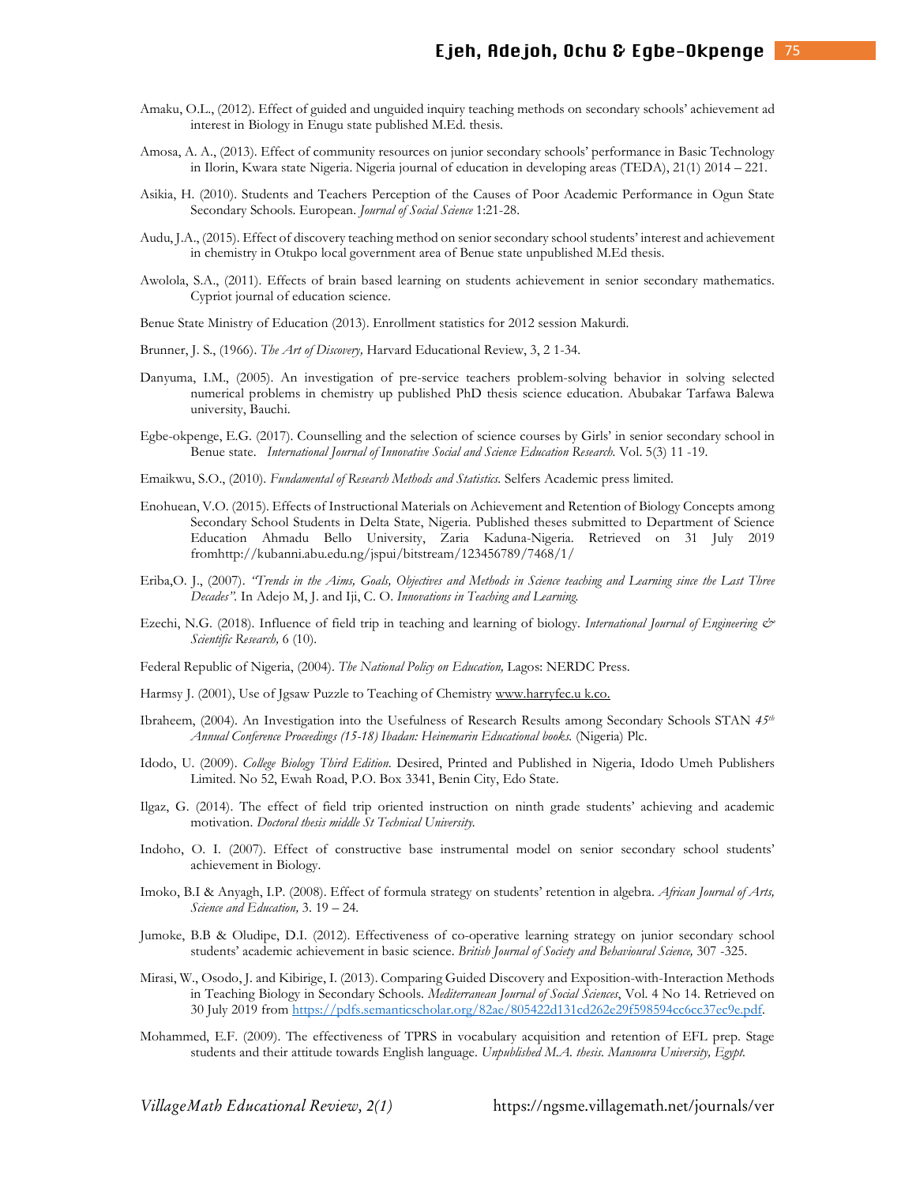Amaku, O.L., (2012). Effect of guided and unguided inquiry teaching methods on secondary schools' achievement ad interest in Biology in Enugu state published M.Ed. thesis.

Amosa, A. A., (2013). Effect of community resources on junior secondary schools' performance in Basic Technology in Ilorin, Kwara state Nigeria. Nigeria journal of education in developing areas (TEDA), 21(1) 2014 – 221.

Asikia, H. (2010). Students and Teachers Perception of the Causes of Poor Academic Performance in Ogun State Secondary Schools. European. *Journal of Social Science* 1:21-28.

Audu, J.A., (2015). Effect of discovery teaching method on senior secondary school students' interest and achievement in chemistry in Otukpo local government area of Benue state unpublished M.Ed thesis.

Awolola, S.A., (2011). Effects of brain based learning on students achievement in senior secondary mathematics. Cypriot journal of education science.

Benue State Ministry of Education (2013). Enrollment statistics for 2012 session Makurdi.

Brunner, J. S., (1966). *The Art of Discovery,* Harvard Educational Review, 3, 2 1-34.

Danyuma, I.M., (2005). An investigation of pre-service teachers problem-solving behavior in solving selected numerical problems in chemistry up published PhD thesis science education. Abubakar Tarfawa Balewa university, Bauchi.

Egbe-okpenge, E.G. (2017). Counselling and the selection of science courses by Girls' in senior secondary school in Benue state. *International Journal of Innovative Social and Science Education Research.* Vol. 5(3) 11 -19.

Emaikwu, S.O., (2010). *Fundamental of Research Methods and Statistics.* Selfers Academic press limited.

Enohuean, V.O. (2015). Effects of Instructional Materials on Achievement and Retention of Biology Concepts among Secondary School Students in Delta State, Nigeria. Published theses submitted to Department of Science Education Ahmadu Bello University, Zaria Kaduna-Nigeria. Retrieved on 31 July 2019 fromhttp://kubanni.abu.edu.ng/jspui/bitstream/123456789/7468/1/

Eriba,O. J., (2007). *"Trends in the Aims, Goals, Objectives and Methods in Science teaching and Learning since the Last Three Decades".* In Adejo M, J. and Iji, C. O. *Innovations in Teaching and Learning.*

Ezechi, N.G. (2018). Influence of field trip in teaching and learning of biology. *International Journal of Engineering & Scientific Research,* 6 (10).

Federal Republic of Nigeria, (2004). *The National Policy on Education,* Lagos: NERDC Press.

Harmsy J. (2001), Use of Jgsaw Puzzle to Teaching of Chemistry www.harryfec.u k.co.

Ibraheem, (2004). An Investigation into the Usefulness of Research Results among Secondary Schools STAN *45th Annual Conference Proceedings (15-18) Ibadan: Heinemarin Educational books.* (Nigeria) Plc.

Idodo, U. (2009). *College Biology Third Edition.* Desired, Printed and Published in Nigeria, Idodo Umeh Publishers Limited. No 52, Ewah Road, P.O. Box 3341, Benin City, Edo State.

Ilgaz, G. (2014). The effect of field trip oriented instruction on ninth grade students' achieving and academic motivation. *Doctoral thesis middle St Technical University.*

Indoho, O. I. (2007). Effect of constructive base instrumental model on senior secondary school students' achievement in Biology.

Imoko, B.I & Anyagh, I.P. (2008). Effect of formula strategy on students' retention in algebra. *African Journal of Arts, Science and Education,* 3. 19 – 24.

Jumoke, B.B & Oludipe, D.I. (2012). Effectiveness of co-operative learning strategy on junior secondary school students' academic achievement in basic science. *British Journal of Society and Behavioural Science,* 307 -325.

Mirasi, W., Osodo, J. and Kibirige, I. (2013). Comparing Guided Discovery and Exposition-with-Interaction Methods in Teaching Biology in Secondary Schools. *Mediterranean Journal of Social Sciences*, Vol. 4 No 14. Retrieved on 30 July 2019 from https://pdfs.semanticscholar.org/82ae/805422d131cd262e29f598594cc6cc37ec9e.pdf.

Mohammed, E.F. (2009). The effectiveness of TPRS in vocabulary acquisition and retention of EFL prep. Stage students and their attitude towards English language. *Unpublished M.A. thesis. Mansoura University, Egypt.*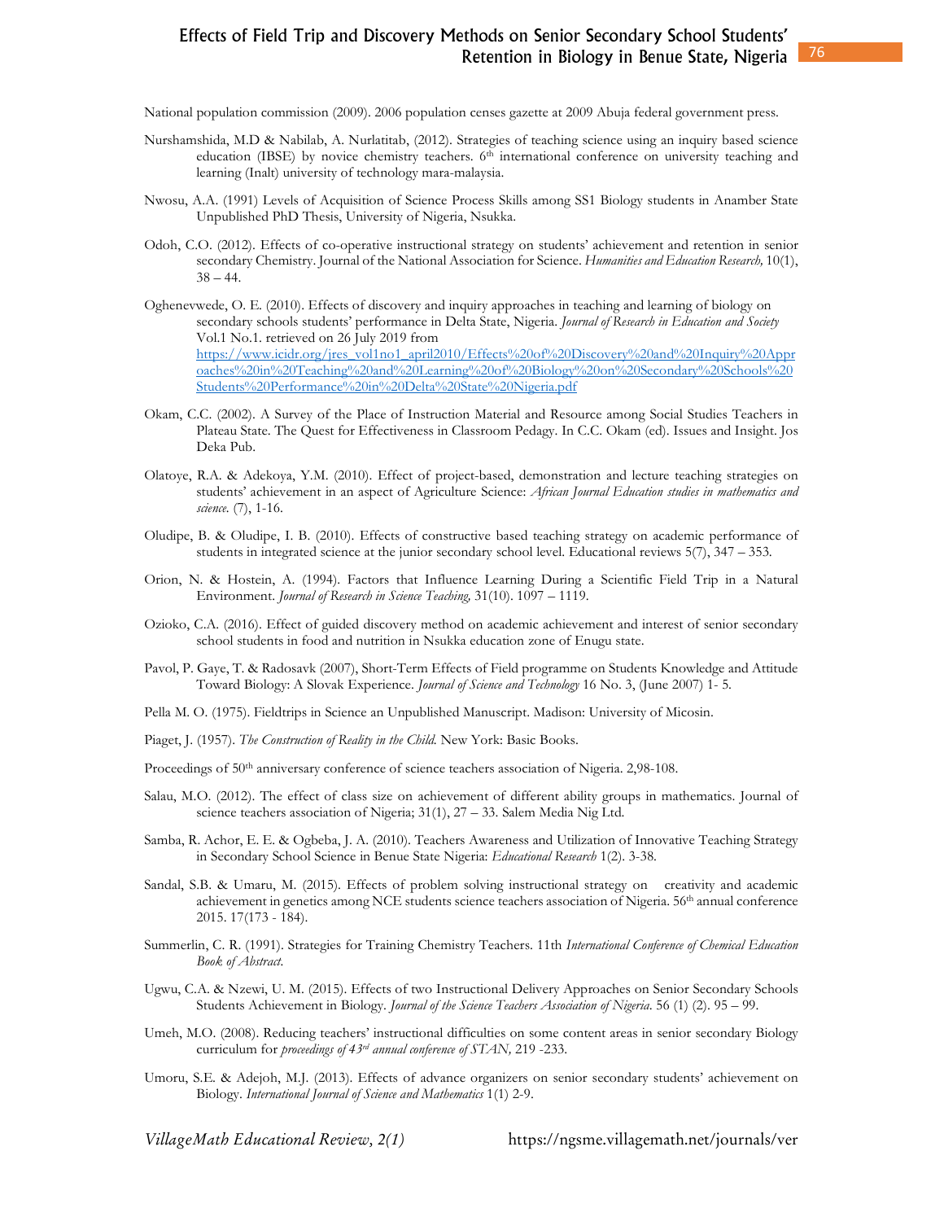National population commission (2009). 2006 population censes gazette at 2009 Abuja federal government press.

Nurshamshida, M.D & Nabilab, A. Nurlatitab, (2012). Strategies of teaching science using an inquiry based science education (IBSE) by novice chemistry teachers. 6th international conference on university teaching and learning (Inalt) university of technology mara-malaysia.

Nwosu, A.A. (1991) Levels of Acquisition of Science Process Skills among SS1 Biology students in Anamber State Unpublished PhD Thesis, University of Nigeria, Nsukka.

Odoh, C.O. (2012). Effects of co-operative instructional strategy on students' achievement and retention in senior secondary Chemistry. Journal of the National Association for Science. *Humanities and Education Research,* 10(1), 38 – 44.

Oghenevwede, O. E. (2010). Effects of discovery and inquiry approaches in teaching and learning of biology on secondary schools students' performance in Delta State, Nigeria. *Journal of Research in Education and Society* Vol.1 No.1. retrieved on 26 July 2019 from https://www.icidr.org/jres_vol1no1_april2010/Effects%20of%20Discovery%20and%20Inquiry%20Approaches%20in%20Teaching%20and%20Learning%20of%20Biology%20on%20Secondary%20Schools%20Students%20Performance%20in%20Delta%20State%20Nigeria.pdf

Okam, C.C. (2002). A Survey of the Place of Instruction Material and Resource among Social Studies Teachers in Plateau State. The Quest for Effectiveness in Classroom Pedagy. In C.C. Okam (ed). Issues and Insight. Jos Deka Pub.

Olatoye, R.A. & Adekoya, Y.M. (2010). Effect of project-based, demonstration and lecture teaching strategies on students' achievement in an aspect of Agriculture Science: *African Journal Education studies in mathematics and science.* (7), 1-16.

Oludipe, B. & Oludipe, I. B. (2010). Effects of constructive based teaching strategy on academic performance of students in integrated science at the junior secondary school level. Educational reviews 5(7), 347 – 353.

Orion, N. & Hostein, A. (1994). Factors that Influence Learning During a Scientific Field Trip in a Natural Environment. *Journal of Research in Science Teaching,* 31(10). 1097 – 1119.

Ozioko, C.A. (2016). Effect of guided discovery method on academic achievement and interest of senior secondary school students in food and nutrition in Nsukka education zone of Enugu state.

Pavol, P. Gaye, T. & Radosavk (2007), Short-Term Effects of Field programme on Students Knowledge and Attitude Toward Biology: A Slovak Experience. *Journal of Science and Technology* 16 No. 3, (June 2007) 1- 5.

Pella M. O. (1975). Fieldtrips in Science an Unpublished Manuscript. Madison: University of Micosin.

Piaget, J. (1957). *The Construction of Reality in the Child.* New York: Basic Books.

Proceedings of 50th anniversary conference of science teachers association of Nigeria. 2,98-108.

Salau, M.O. (2012). The effect of class size on achievement of different ability groups in mathematics. Journal of science teachers association of Nigeria; 31(1), 27 – 33. Salem Media Nig Ltd.

Samba, R. Achor, E. E. & Ogbeba, J. A. (2010). Teachers Awareness and Utilization of Innovative Teaching Strategy in Secondary School Science in Benue State Nigeria: *Educational Research* 1(2). 3-38.

Sandal, S.B. & Umaru, M. (2015). Effects of problem solving instructional strategy on creativity and academic achievement in genetics among NCE students science teachers association of Nigeria. 56th annual conference 2015. 17(173 - 184).

Summerlin, C. R. (1991). Strategies for Training Chemistry Teachers. 11th *International Conference of Chemical Education Book of Abstract.*

Ugwu, C.A. & Nzewi, U. M. (2015). Effects of two Instructional Delivery Approaches on Senior Secondary Schools Students Achievement in Biology. *Journal of the Science Teachers Association of Nigeria.* 56 (1) (2). 95 – 99.

Umeh, M.O. (2008). Reducing teachers' instructional difficulties on some content areas in senior secondary Biology curriculum for *proceedings of 43rd annual conference of STAN,* 219 -233.

Umoru, S.E. & Adejoh, M.J. (2013). Effects of advance organizers on senior secondary students' achievement on Biology. *International Journal of Science and Mathematics* 1(1) 2-9.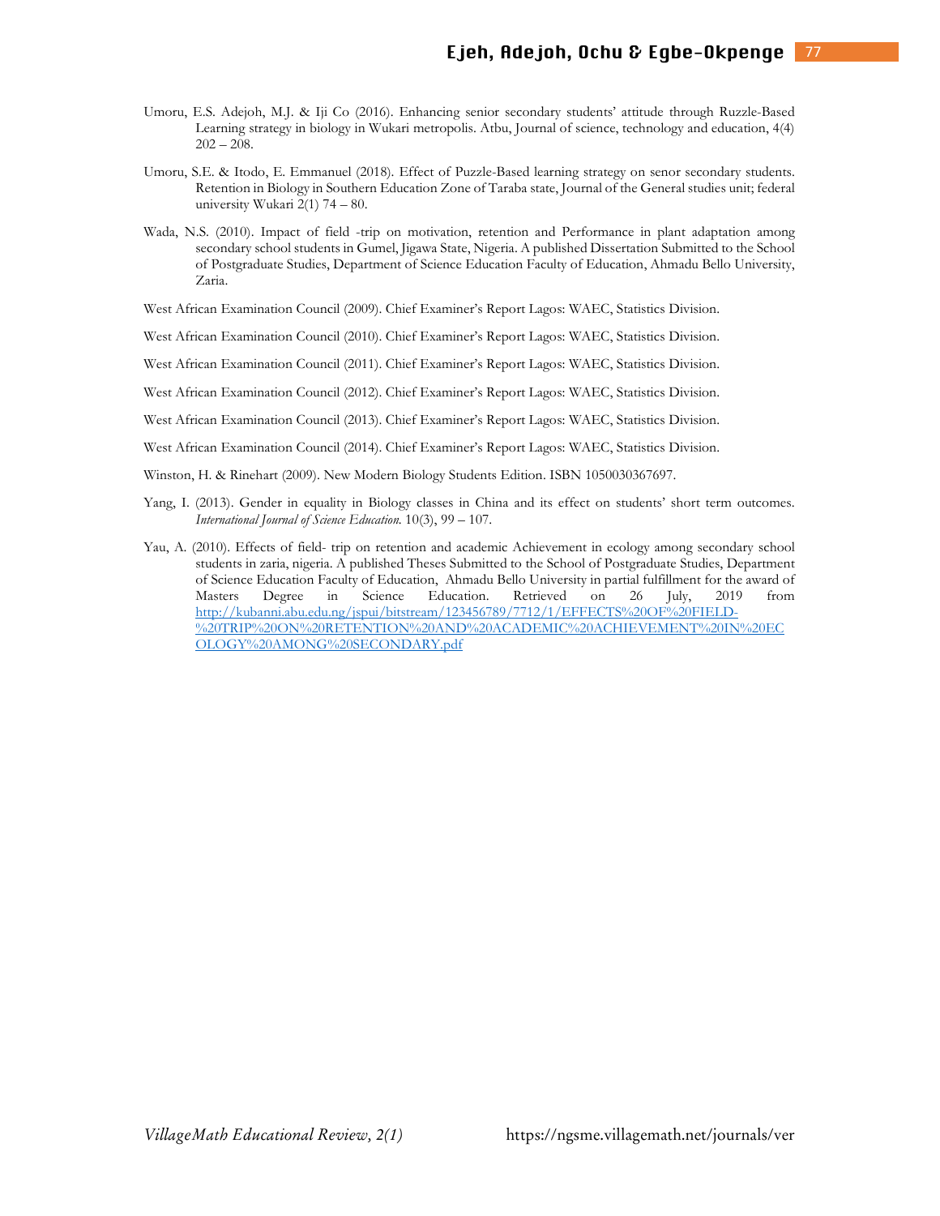Umoru, E.S. Adejoh, M.J. & Iji Co (2016). Enhancing senior secondary students' attitude through Ruzzle-Based Learning strategy in biology in Wukari metropolis. Atbu, Journal of science, technology and education, 4(4) 202 – 208.

Umoru, S.E. & Itodo, E. Emmanuel (2018). Effect of Puzzle-Based learning strategy on senor secondary students. Retention in Biology in Southern Education Zone of Taraba state, Journal of the General studies unit; federal university Wukari 2(1) 74 – 80.

Wada, N.S. (2010). Impact of field -trip on motivation, retention and Performance in plant adaptation among secondary school students in Gumel, Jigawa State, Nigeria. A published Dissertation Submitted to the School of Postgraduate Studies, Department of Science Education Faculty of Education, Ahmadu Bello University, Zaria.

West African Examination Council (2009). Chief Examiner's Report Lagos: WAEC, Statistics Division.

West African Examination Council (2010). Chief Examiner's Report Lagos: WAEC, Statistics Division.

West African Examination Council (2011). Chief Examiner's Report Lagos: WAEC, Statistics Division.

West African Examination Council (2012). Chief Examiner's Report Lagos: WAEC, Statistics Division.

West African Examination Council (2013). Chief Examiner's Report Lagos: WAEC, Statistics Division.

West African Examination Council (2014). Chief Examiner's Report Lagos: WAEC, Statistics Division.

Winston, H. & Rinehart (2009). New Modern Biology Students Edition. ISBN 1050030367697.

Yang, I. (2013). Gender in equality in Biology classes in China and its effect on students' short term outcomes. *International Journal of Science Education*. 10(3), 99 – 107.

Yau, A. (2010). Effects of field- trip on retention and academic Achievement in ecology among secondary school students in zaria, nigeria. A published Theses Submitted to the School of Postgraduate Studies, Department of Science Education Faculty of Education, Ahmadu Bello University in partial fulfillment for the award of Masters Degree in Science Education. Retrieved on 26 July, 2019 from http://kubanni.abu.edu.ng/jspui/bitstream/123456789/7712/1/EFFECTS%20OF%20FIELD-%20TRIP%20ON%20RETENTION%20AND%20ACADEMIC%20ACHIEVEMENT%20IN%20ECOLOGY%20AMONG%20SECONDARY.pdf